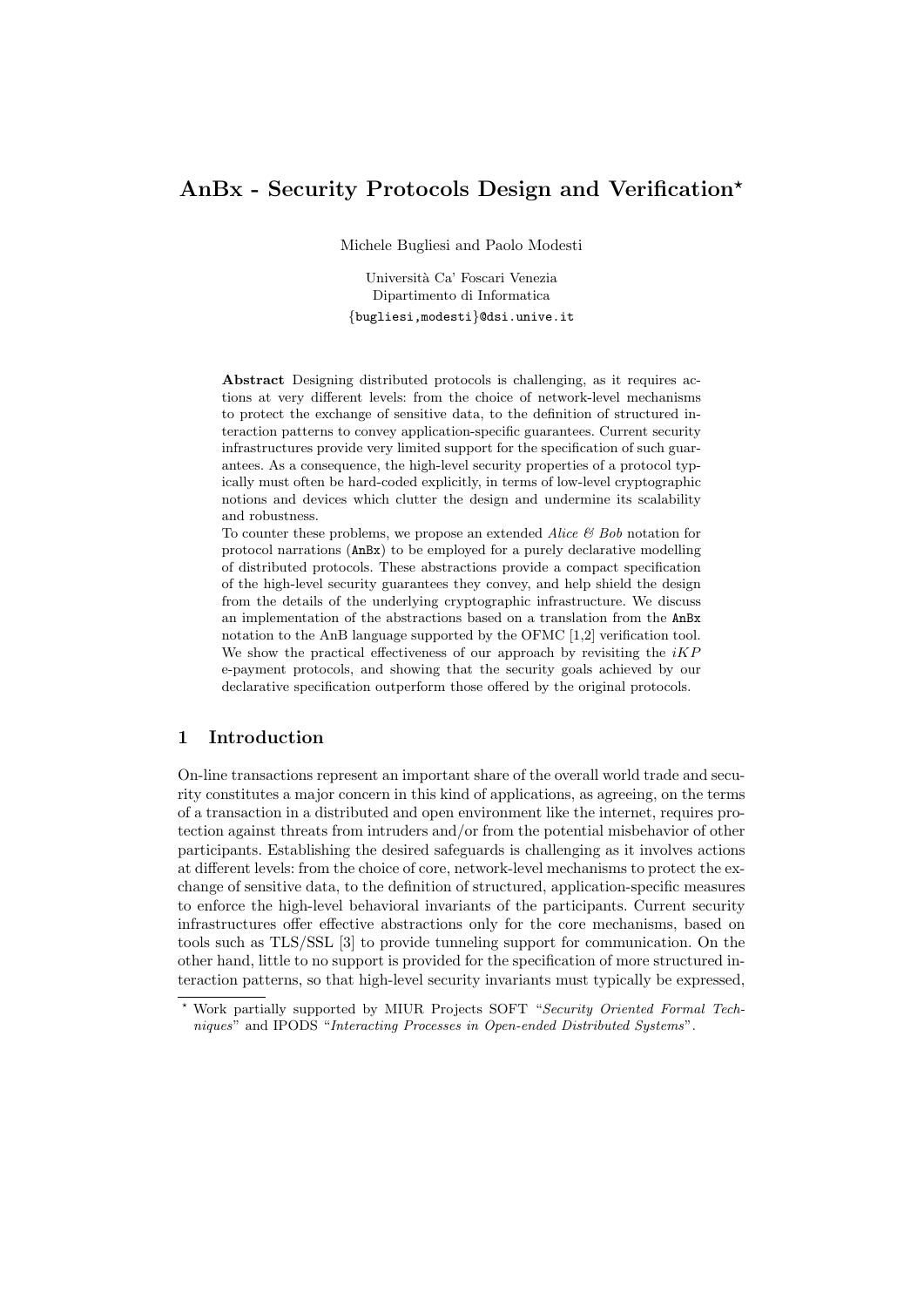# AnBx - Security Protocols Design and Verification*

Michele Bugliesi and Paolo Modesti

Università Ca' Foscari Venezia
Dipartimento di Informatica
{bugliesi,modesti}@dsi.unive.it

**Abstract** Designing distributed protocols is challenging, as it requires actions at very different levels: from the choice of network-level mechanisms to protect the exchange of sensitive data, to the definition of structured interaction patterns to convey application-specific guarantees. Current security infrastructures provide very limited support for the specification of such guarantees. As a consequence, the high-level security properties of a protocol typically must often be hard-coded explicitly, in terms of low-level cryptographic notions and devices which clutter the design and undermine its scalability and robustness.

To counter these problems, we propose an extended *Alice & Bob* notation for protocol narrations (`AnBx`) to be employed for a purely declarative modelling of distributed protocols. These abstractions provide a compact specification of the high-level security guarantees they convey, and help shield the design from the details of the underlying cryptographic infrastructure. We discuss an implementation of the abstractions based on a translation from the `AnBx` notation to the AnB language supported by the OFMC [1,2] verification tool. We show the practical effectiveness of our approach by revisiting the *iKP* e-payment protocols, and showing that the security goals achieved by our declarative specification outperform those offered by the original protocols.

## 1 Introduction

On-line transactions represent an important share of the overall world trade and security constitutes a major concern in this kind of applications, as agreeing, on the terms of a transaction in a distributed and open environment like the internet, requires protection against threats from intruders and/or from the potential misbehavior of other participants. Establishing the desired safeguards is challenging as it involves actions at different levels: from the choice of core, network-level mechanisms to protect the exchange of sensitive data, to the definition of structured, application-specific measures to enforce the high-level behavioral invariants of the participants. Current security infrastructures offer effective abstractions only for the core mechanisms, based on tools such as TLS/SSL [3] to provide tunneling support for communication. On the other hand, little to no support is provided for the specification of more structured interaction patterns, so that high-level security invariants must typically be expressed,

* Work partially supported by MIUR Projects SOFT "*Security Oriented Formal Techniques*" and IPODS "*Interacting Processes in Open-ended Distributed Systems*".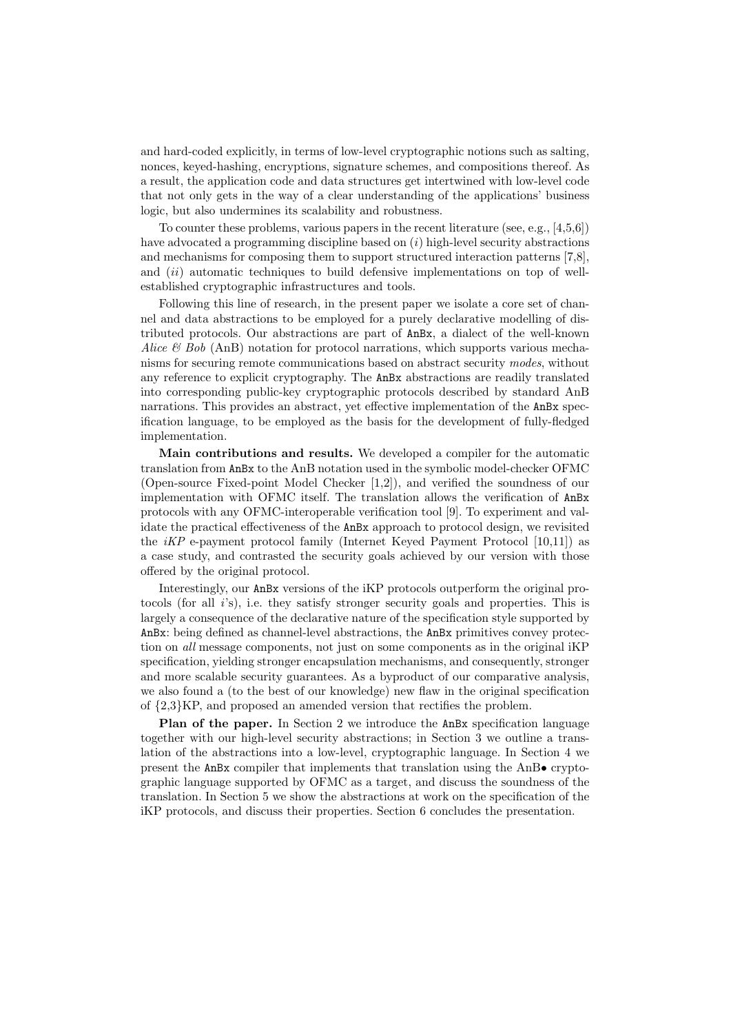and hard-coded explicitly, in terms of low-level cryptographic notions such as salting, nonces, keyed-hashing, encryptions, signature schemes, and compositions thereof. As a result, the application code and data structures get intertwined with low-level code that not only gets in the way of a clear understanding of the applications' business logic, but also undermines its scalability and robustness.

To counter these problems, various papers in the recent literature (see, e.g., [4,5,6]) have advocated a programming discipline based on (*i*) high-level security abstractions and mechanisms for composing them to support structured interaction patterns [7,8], and (*ii*) automatic techniques to build defensive implementations on top of well-established cryptographic infrastructures and tools.

Following this line of research, in the present paper we isolate a core set of channel and data abstractions to be employed for a purely declarative modelling of distributed protocols. Our abstractions are part of `AnBx`, a dialect of the well-known *Alice & Bob* (AnB) notation for protocol narrations, which supports various mechanisms for securing remote communications based on abstract security *modes*, without any reference to explicit cryptography. The `AnBx` abstractions are readily translated into corresponding public-key cryptographic protocols described by standard AnB narrations. This provides an abstract, yet effective implementation of the `AnBx` specification language, to be employed as the basis for the development of fully-fledged implementation.

**Main contributions and results.** We developed a compiler for the automatic translation from `AnBx` to the AnB notation used in the symbolic model-checker OFMC (Open-source Fixed-point Model Checker [1,2]), and verified the soundness of our implementation with OFMC itself. The translation allows the verification of `AnBx` protocols with any OFMC-interoperable verification tool [9]. To experiment and validate the practical effectiveness of the `AnBx` approach to protocol design, we revisited the *iKP* e-payment protocol family (Internet Keyed Payment Protocol [10,11]) as a case study, and contrasted the security goals achieved by our version with those offered by the original protocol.

Interestingly, our `AnBx` versions of the iKP protocols outperform the original protocols (for all $i$'s), i.e. they satisfy stronger security goals and properties. This is largely a consequence of the declarative nature of the specification style supported by `AnBx`: being defined as channel-level abstractions, the `AnBx` primitives convey protection on *all* message components, not just on some components as in the original iKP specification, yielding stronger encapsulation mechanisms, and consequently, stronger and more scalable security guarantees. As a byproduct of our comparative analysis, we also found a (to the best of our knowledge) new flaw in the original specification of {2,3}KP, and proposed an amended version that rectifies the problem.

**Plan of the paper.** In Section 2 we introduce the `AnBx` specification language together with our high-level security abstractions; in Section 3 we outline a translation of the abstractions into a low-level, cryptographic language. In Section 4 we present the `AnBx` compiler that implements that translation using the AnB• cryptographic language supported by OFMC as a target, and discuss the soundness of the translation. In Section 5 we show the abstractions at work on the specification of the iKP protocols, and discuss their properties. Section 6 concludes the presentation.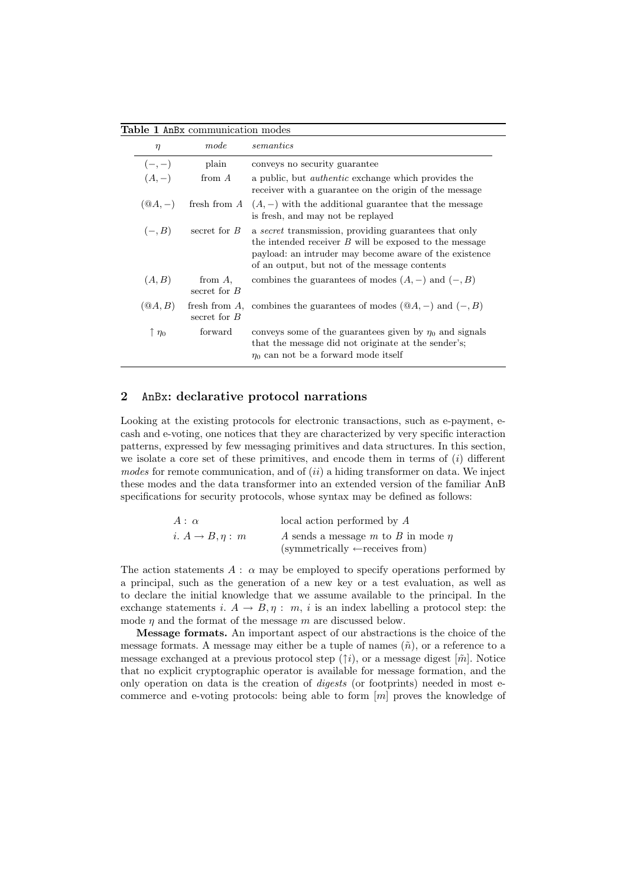**Table 1** AnBx communication modes

| $\eta$ | *mode* | *semantics* |
|---|---|---|
| $(-,-)$ | plain | conveys no security guarantee |
| $(A,-)$ | from $A$ | a public, but *authentic* exchange which provides the receiver with a guarantee on the origin of the message |
| $(@A,-)$ | fresh from $A$ | $(A,-)$ with the additional guarantee that the message is fresh, and may not be replayed |
| $(-,B)$ | secret for $B$ | a *secret* transmission, providing guarantees that only the intended receiver $B$ will be exposed to the message payload: an intruder may become aware of the existence of an output, but not of the message contents |
| $(A,B)$ | from $A$, secret for $B$ | combines the guarantees of modes $(A,-)$ and $(-,B)$ |
| $(@A,B)$ | fresh from $A$, secret for $B$ | combines the guarantees of modes $(@A,-)$ and $(-,B)$ |
| $\uparrow \eta_0$ | forward | conveys some of the guarantees given by $\eta_0$ and signals that the message did not originate at the sender's; $\eta_0$ can not be a forward mode itself |

## 2 AnBx: declarative protocol narrations

Looking at the existing protocols for electronic transactions, such as e-payment, e-cash and e-voting, one notices that they are characterized by very specific interaction patterns, expressed by few messaging primitives and data structures. In this section, we isolate a core set of these primitives, and encode them in terms of $(i)$ different *modes* for remote communication, and of $(ii)$ a hiding transformer on data. We inject these modes and the data transformer into an extended version of the familiar AnB specifications for security protocols, whose syntax may be defined as follows:

| | |
|---|---|
| $A :\ \alpha$ | local action performed by $A$ |
| $i.\ A \rightarrow B, \eta :\ m$ | $A$ sends a message $m$ to $B$ in mode $\eta$ (symmetrically $\leftarrow$receives from) |

The action statements $A :\ \alpha$ may be employed to specify operations performed by a principal, such as the generation of a new key or a test evaluation, as well as to declare the initial knowledge that we assume available to the principal. In the exchange statements $i.\ A \rightarrow B, \eta :\ m$, $i$ is an index labelling a protocol step: the mode $\eta$ and the format of the message $m$ are discussed below.

**Message formats.** An important aspect of our abstractions is the choice of the message formats. A message may either be a tuple of names $(\tilde{n})$, or a reference to a message exchanged at a previous protocol step $(\uparrow i)$, or a message digest $[\tilde{m}]$. Notice that no explicit cryptographic operator is available for message formation, and the only operation on data is the creation of *digests* (or footprints) needed in most e-commerce and e-voting protocols: being able to form $[m]$ proves the knowledge of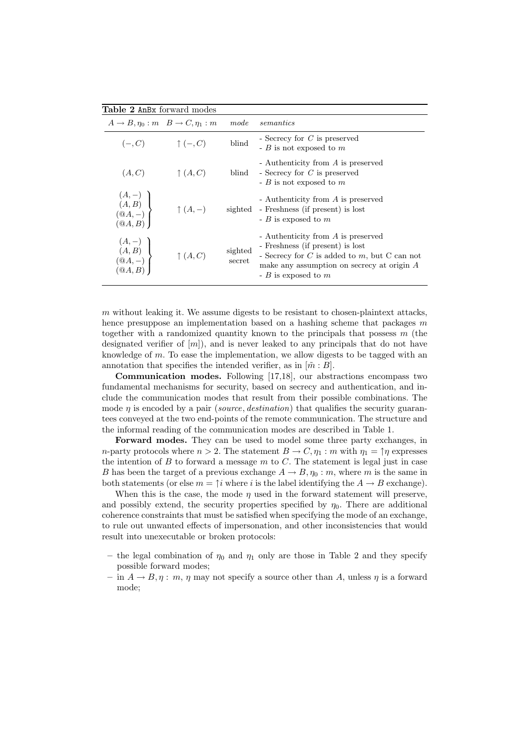**Table 2** AnBx forward modes

| $A \rightarrow B, \eta_0 : m$ | $B \rightarrow C, \eta_1 : m$ | *mode* | *semantics* |
|---|---|---|---|
| $(-, C)$ | $\uparrow (-, C)$ | blind | - Secrecy for $C$ is preserved<br>- $B$ is not exposed to $m$ |
| $(A, C)$ | $\uparrow (A, C)$ | blind | - Authenticity from $A$ is preserved<br>- Secrecy for $C$ is preserved<br>- $B$ is not exposed to $m$ |
| $(A, -)$<br>$(A, B)$<br>$(@A, -)$<br>$(@A, B)$ | $\uparrow (A, -)$ | sighted | - Authenticity from $A$ is preserved<br>- Freshness (if present) is lost<br>- $B$ is exposed to $m$ |
| $(A, -)$<br>$(A, B)$<br>$(@A, -)$<br>$(@A, B)$ | $\uparrow (A, C)$ | sighted secret | - Authenticity from $A$ is preserved<br>- Freshness (if present) is lost<br>- Secrecy for $C$ is added to $m$, but C can not make any assumption on secrecy at origin $A$<br>- $B$ is exposed to $m$ |

$m$ without leaking it. We assume digests to be resistant to chosen-plaintext attacks, hence presuppose an implementation based on a hashing scheme that packages $m$ together with a randomized quantity known to the principals that possess $m$ (the designated verifier of $[m]$), and is never leaked to any principals that do not have knowledge of $m$. To ease the implementation, we allow digests to be tagged with an annotation that specifies the intended verifier, as in $[\tilde{m} : B]$.

**Communication modes.** Following [17,18], our abstractions encompass two fundamental mechanisms for security, based on secrecy and authentication, and include the communication modes that result from their possible combinations. The mode $\eta$ is encoded by a pair (*source*, *destination*) that qualifies the security guarantees conveyed at the two end-points of the remote communication. The structure and the informal reading of the communication modes are described in Table 1.

**Forward modes.** They can be used to model some three party exchanges, in $n$-party protocols where $n > 2$. The statement $B \rightarrow C, \eta_1 : m$ with $\eta_1 = \uparrow\eta$ expresses the intention of $B$ to forward a message $m$ to $C$. The statement is legal just in case $B$ has been the target of a previous exchange $A \rightarrow B, \eta_0 : m$, where $m$ is the same in both statements (or else $m = \uparrow i$ where $i$ is the label identifying the $A \rightarrow B$ exchange).

When this is the case, the mode $\eta$ used in the forward statement will preserve, and possibly extend, the security properties specified by $\eta_0$. There are additional coherence constraints that must be satisfied when specifying the mode of an exchange, to rule out unwanted effects of impersonation, and other inconsistencies that would result into unexecutable or broken protocols:

- the legal combination of $\eta_0$ and $\eta_1$ only are those in Table 2 and they specify possible forward modes;
- in $A \rightarrow B, \eta :\ m$, $\eta$ may not specify a source other than $A$, unless $\eta$ is a forward mode;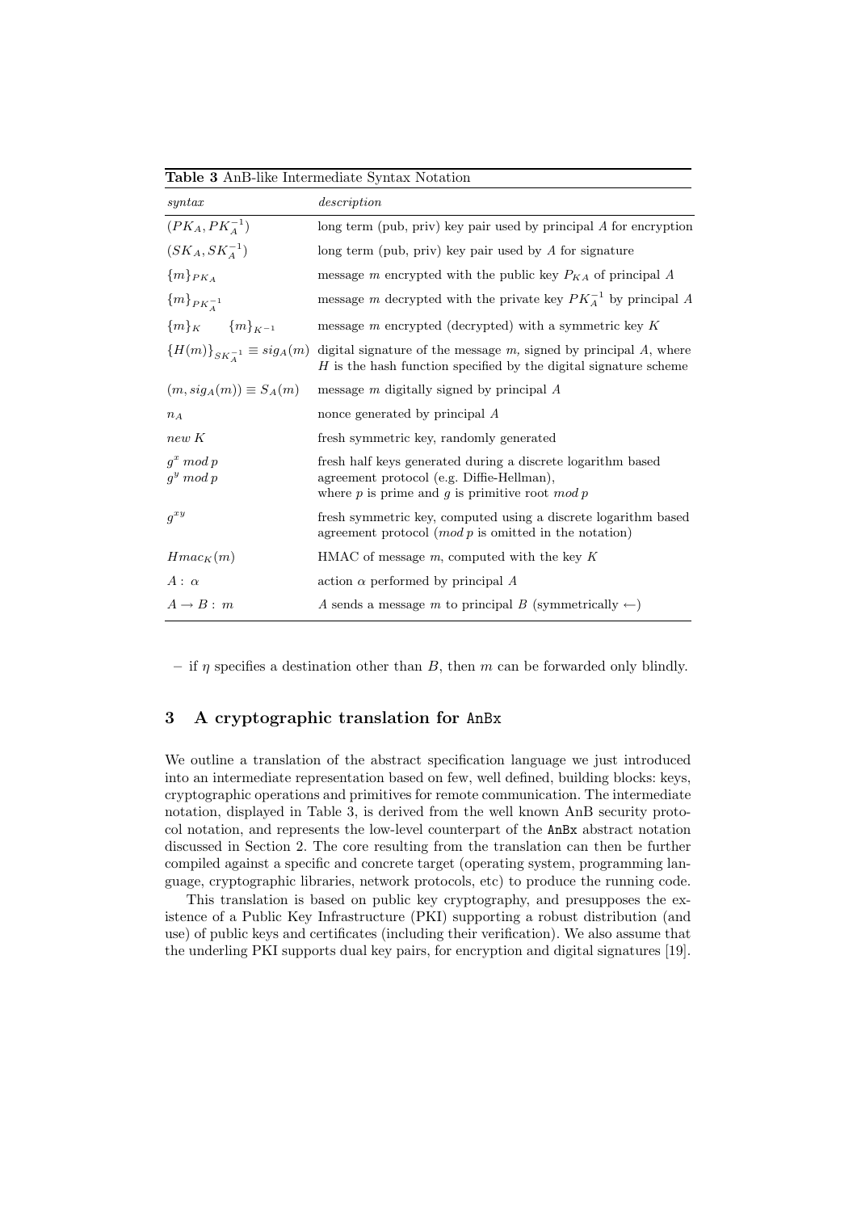**Table 3** AnB-like Intermediate Syntax Notation

| *syntax* | *description* |
|---|---|
| $(PK_A, PK_A^{-1})$ | long term (pub, priv) key pair used by principal $A$ for encryption |
| $(SK_A, SK_A^{-1})$ | long term (pub, priv) key pair used by $A$ for signature |
| $\{m\}_{PK_A}$ | message $m$ encrypted with the public key $P_{KA}$ of principal $A$ |
| $\{m\}_{PK_A^{-1}}$ | message $m$ decrypted with the private key $PK_A^{-1}$ by principal $A$ |
| $\{m\}_K \quad \{m\}_{K^{-1}}$ | message $m$ encrypted (decrypted) with a symmetric key $K$ |
| $\{H(m)\}_{SK_A^{-1}} \equiv sig_A(m)$ | digital signature of the message $m$, signed by principal $A$, where $H$ is the hash function specified by the digital signature scheme |
| $(m, sig_A(m)) \equiv S_A(m)$ | message $m$ digitally signed by principal $A$ |
| $n_A$ | nonce generated by principal $A$ |
| $new\ K$ | fresh symmetric key, randomly generated |
| $g^x \bmod p$ <br> $g^y \bmod p$ | fresh half keys generated during a discrete logarithm based agreement protocol (e.g. Diffie-Hellman), where $p$ is prime and $g$ is primitive root $mod\ p$ |
| $g^{xy}$ | fresh symmetric key, computed using a discrete logarithm based agreement protocol ($mod\ p$ is omitted in the notation) |
| $Hmac_K(m)$ | HMAC of message $m$, computed with the key $K$ |
| $A :\ \alpha$ | action $\alpha$ performed by principal $A$ |
| $A \rightarrow B :\ m$ | $A$ sends a message $m$ to principal $B$ (symmetrically $\leftarrow$) |

– if $\eta$ specifies a destination other than $B$, then $m$ can be forwarded only blindly.

## 3 A cryptographic translation for AnBx

We outline a translation of the abstract specification language we just introduced into an intermediate representation based on few, well defined, building blocks: keys, cryptographic operations and primitives for remote communication. The intermediate notation, displayed in Table 3, is derived from the well known AnB security protocol notation, and represents the low-level counterpart of the AnBx abstract notation discussed in Section 2. The core resulting from the translation can then be further compiled against a specific and concrete target (operating system, programming language, cryptographic libraries, network protocols, etc) to produce the running code.

This translation is based on public key cryptography, and presupposes the existence of a Public Key Infrastructure (PKI) supporting a robust distribution (and use) of public keys and certificates (including their verification). We also assume that the underling PKI supports dual key pairs, for encryption and digital signatures [19].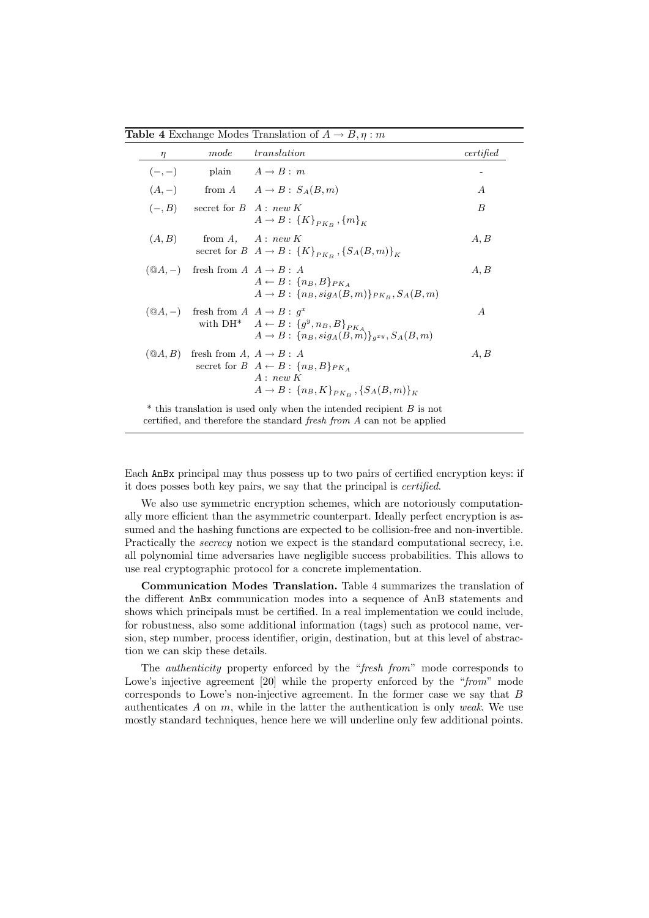**Table 4** Exchange Modes Translation of $A \rightarrow B, \eta : m$

| $\eta$ | *mode* | *translation* | *certified* |
|---|---|---|---|
| $(-,-)$ | plain | $A \rightarrow B : m$ | - |
| $(A,-)$ | from $A$ | $A \rightarrow B : S_A(B,m)$ | $A$ |
| $(-,B)$ | secret for $B$ | $A : new\ K$ <br> $A \rightarrow B : \{K\}_{PK_B}, \{m\}_K$ | $B$ |
| $(A,B)$ | from $A$, secret for $B$ | $A : new\ K$ <br> $A \rightarrow B : \{K\}_{PK_B}, \{S_A(B,m)\}_K$ | $A, B$ |
| $(@A,-)$ | fresh from $A$ | $A \rightarrow B : A$ <br> $A \leftarrow B : \{n_B, B\}_{PK_A}$ <br> $A \rightarrow B : \{n_B, sig_A(B,m)\}_{PK_B}, S_A(B,m)$ | $A, B$ |
| $(@A,-)$ | fresh from $A$ with DH* | $A \rightarrow B : g^x$ <br> $A \leftarrow B : \{g^y, n_B, B\}_{PK_A}$ <br> $A \rightarrow B : \{n_B, sig_A(B,m)\}_{g^{xy}}, S_A(B,m)$ | $A$ |
| $(@A,B)$ | fresh from $A$, secret for $B$ | $A \rightarrow B : A$ <br> $A \leftarrow B : \{n_B, B\}_{PK_A}$ <br> $A : new\ K$ <br> $A \rightarrow B : \{n_B, K\}_{PK_B}, \{S_A(B,m)\}_K$ | $A, B$ |

\* this translation is used only when the intended recipient $B$ is not certified, and therefore the standard *fresh from A* can not be applied

Each AnBx principal may thus possess up to two pairs of certified encryption keys: if it does posses both key pairs, we say that the principal is *certified*.

We also use symmetric encryption schemes, which are notoriously computationally more efficient than the asymmetric counterpart. Ideally perfect encryption is assumed and the hashing functions are expected to be collision-free and non-invertible. Practically the *secrecy* notion we expect is the standard computational secrecy, i.e. all polynomial time adversaries have negligible success probabilities. This allows to use real cryptographic protocol for a concrete implementation.

**Communication Modes Translation.** Table 4 summarizes the translation of the different AnBx communication modes into a sequence of AnB statements and shows which principals must be certified. In a real implementation we could include, for robustness, also some additional information (tags) such as protocol name, version, step number, process identifier, origin, destination, but at this level of abstraction we can skip these details.

The *authenticity* property enforced by the "*fresh from*" mode corresponds to Lowe's injective agreement [20] while the property enforced by the "*from*" mode corresponds to Lowe's non-injective agreement. In the former case we say that $B$ authenticates $A$ on $m$, while in the latter the authentication is only *weak*. We use mostly standard techniques, hence here we will underline only few additional points.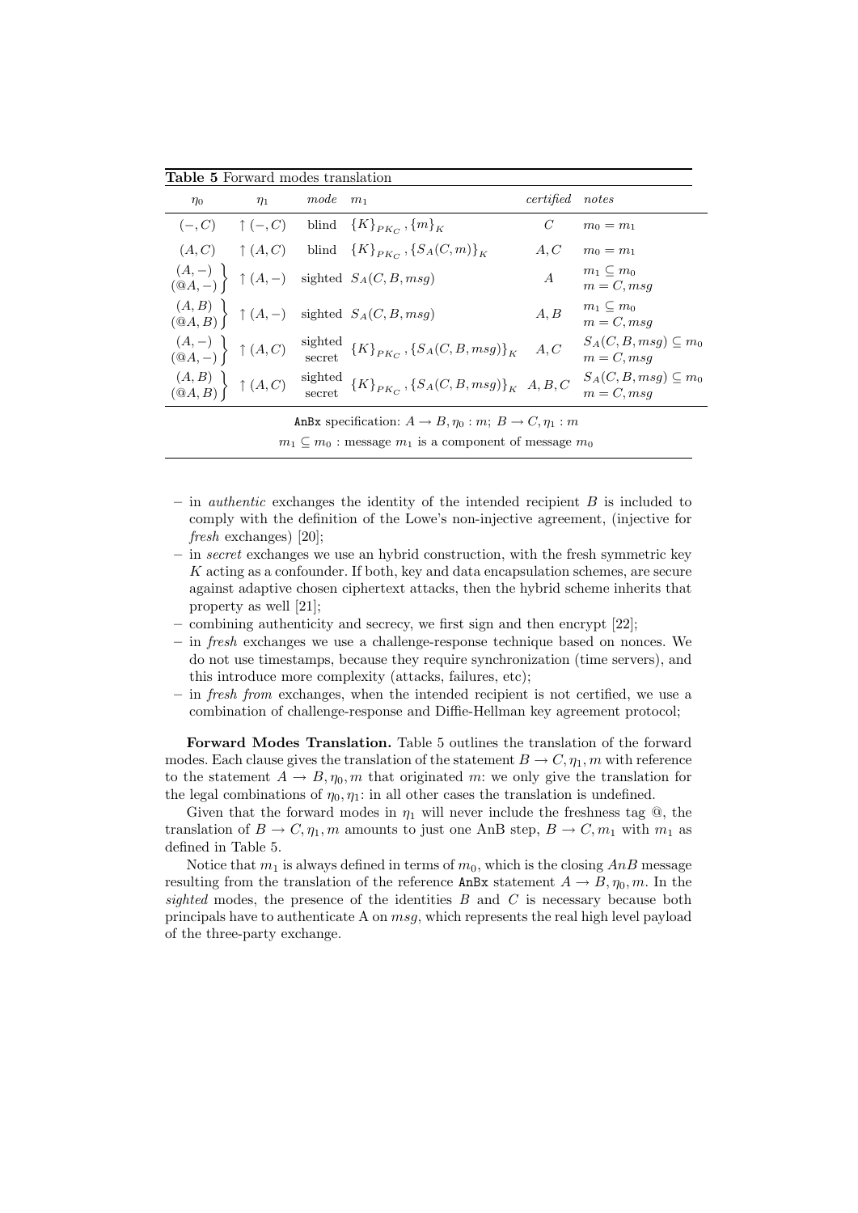**Table 5** Forward modes translation

| $\eta_0$ | $\eta_1$ | *mode* | $m_1$ | *certified* | *notes* |
|---|---|---|---|---|---|
| $(-,C)$ | $\uparrow(-,C)$ | blind | $\{K\}_{PK_C}, \{m\}_K$ | $C$ | $m_0 = m_1$ |
| $(A,C)$ | $\uparrow(A,C)$ | blind | $\{K\}_{PK_C}, \{S_A(C,m)\}_K$ | $A, C$ | $m_0 = m_1$ |
| $(A,-)$ <br> $(@A,-)$ | $\uparrow(A,-)$ | sighted | $S_A(C,B,msg)$ | $A$ | $m_1 \subseteq m_0$ <br> $m = C, msg$ |
| $(A,B)$ <br> $(@A,B)$ | $\uparrow(A,-)$ | sighted | $S_A(C,B,msg)$ | $A, B$ | $m_1 \subseteq m_0$ <br> $m = C, msg$ |
| $(A,-)$ <br> $(@A,-)$ | $\uparrow(A,C)$ | sighted secret | $\{K\}_{PK_C}, \{S_A(C,B,msg)\}_K$ | $A, C$ | $S_A(C,B,msg) \subseteq m_0$ <br> $m = C, msg$ |
| $(A,B)$ <br> $(@A,B)$ | $\uparrow(A,C)$ | sighted secret | $\{K\}_{PK_C}, \{S_A(C,B,msg)\}_K$ | $A, B, C$ | $S_A(C,B,msg) \subseteq m_0$ <br> $m = C, msg$ |

AnBx specification: $A \rightarrow B, \eta_0 : m$; $B \rightarrow C, \eta_1 : m$

$m_1 \subseteq m_0$ : message $m_1$ is a component of message $m_0$

- in *authentic* exchanges the identity of the intended recipient $B$ is included to comply with the definition of the Lowe's non-injective agreement, (injective for *fresh* exchanges) [20];
- in *secret* exchanges we use an hybrid construction, with the fresh symmetric key $K$ acting as a confounder. If both, key and data encapsulation schemes, are secure against adaptive chosen ciphertext attacks, then the hybrid scheme inherits that property as well [21];
- combining authenticity and secrecy, we first sign and then encrypt [22];
- in *fresh* exchanges we use a challenge-response technique based on nonces. We do not use timestamps, because they require synchronization (time servers), and this introduce more complexity (attacks, failures, etc);
- in *fresh from* exchanges, when the intended recipient is not certified, we use a combination of challenge-response and Diffie-Hellman key agreement protocol;

**Forward Modes Translation.** Table 5 outlines the translation of the forward modes. Each clause gives the translation of the statement $B \rightarrow C, \eta_1, m$ with reference to the statement $A \rightarrow B, \eta_0, m$ that originated $m$: we only give the translation for the legal combinations of $\eta_0, \eta_1$: in all other cases the translation is undefined.

Given that the forward modes in $\eta_1$ will never include the freshness tag @, the translation of $B \rightarrow C, \eta_1, m$ amounts to just one AnB step, $B \rightarrow C, m_1$ with $m_1$ as defined in Table 5.

Notice that $m_1$ is always defined in terms of $m_0$, which is the closing *AnB* message resulting from the translation of the reference AnBx statement $A \rightarrow B, \eta_0, m$. In the *sighted* modes, the presence of the identities $B$ and $C$ is necessary because both principals have to authenticate A on $msg$, which represents the real high level payload of the three-party exchange.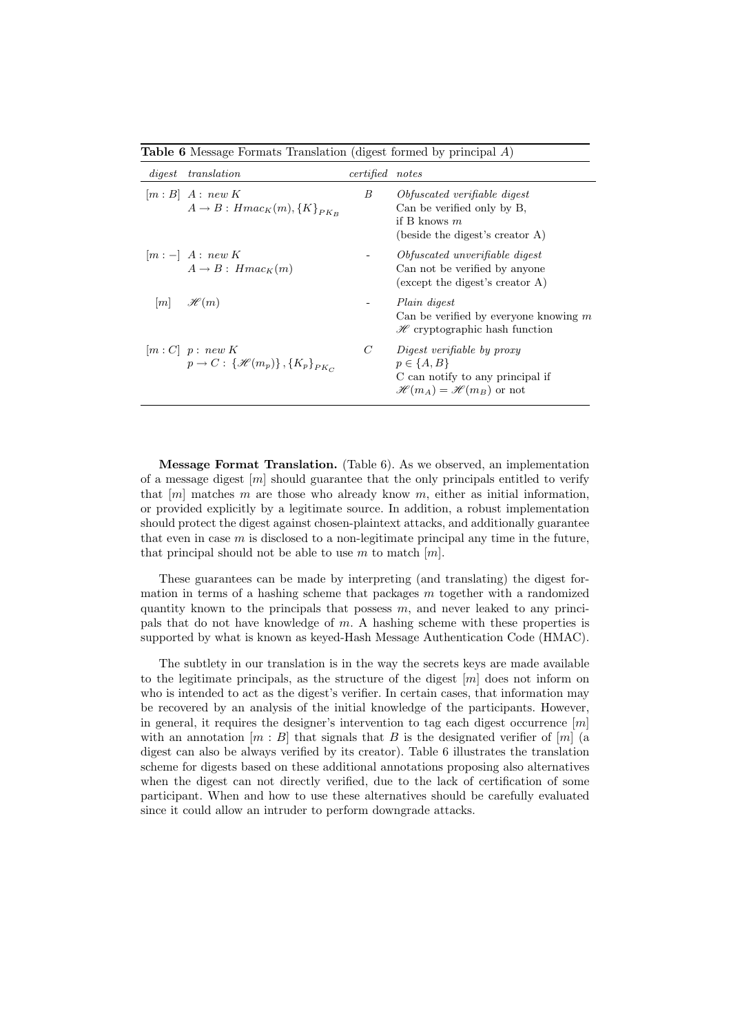**Table 6** Message Formats Translation (digest formed by principal $A$)

| *digest* | *translation* | *certified* | *notes* |
|---|---|---|---|
| $[m : B]$ | $A$ : *new* $K$ <br> $A \rightarrow B : Hmac_K(m), \{K\}_{PK_B}$ | $B$ | *Obfuscated verifiable digest* <br> Can be verified only by B, <br> if B knows $m$ <br> (beside the digest's creator A) |
| $[m : -]$ | $A$ : *new* $K$ <br> $A \rightarrow B : \; Hmac_K(m)$ | - | *Obfuscated unverifiable digest* <br> Can not be verified by anyone <br> (except the digest's creator A) |
| $[m]$ | $\mathscr{H}(m)$ | - | *Plain digest* <br> Can be verified by everyone knowing $m$ <br> $\mathscr{H}$ cryptographic hash function |
| $[m : C]$ | $p$ : *new* $K$ <br> $p \rightarrow C : \; \{\mathscr{H}(m_p)\}, \{K_p\}_{PK_C}$ | $C$ | *Digest verifiable by proxy* <br> $p \in \{A, B\}$ <br> C can notify to any principal if <br> $\mathscr{H}(m_A) = \mathscr{H}(m_B)$ or not |

**Message Format Translation.** (Table 6). As we observed, an implementation of a message digest $[m]$ should guarantee that the only principals entitled to verify that $[m]$ matches $m$ are those who already know $m$, either as initial information, or provided explicitly by a legitimate source. In addition, a robust implementation should protect the digest against chosen-plaintext attacks, and additionally guarantee that even in case $m$ is disclosed to a non-legitimate principal any time in the future, that principal should not be able to use $m$ to match $[m]$.

These guarantees can be made by interpreting (and translating) the digest formation in terms of a hashing scheme that packages $m$ together with a randomized quantity known to the principals that possess $m$, and never leaked to any principals that do not have knowledge of $m$. A hashing scheme with these properties is supported by what is known as keyed-Hash Message Authentication Code (HMAC).

The subtlety in our translation is in the way the secrets keys are made available to the legitimate principals, as the structure of the digest $[m]$ does not inform on who is intended to act as the digest's verifier. In certain cases, that information may be recovered by an analysis of the initial knowledge of the participants. However, in general, it requires the designer's intervention to tag each digest occurrence $[m]$ with an annotation $[m : B]$ that signals that $B$ is the designated verifier of $[m]$ (a digest can also be always verified by its creator). Table 6 illustrates the translation scheme for digests based on these additional annotations proposing also alternatives when the digest can not directly verified, due to the lack of certification of some participant. When and how to use these alternatives should be carefully evaluated since it could allow an intruder to perform downgrade attacks.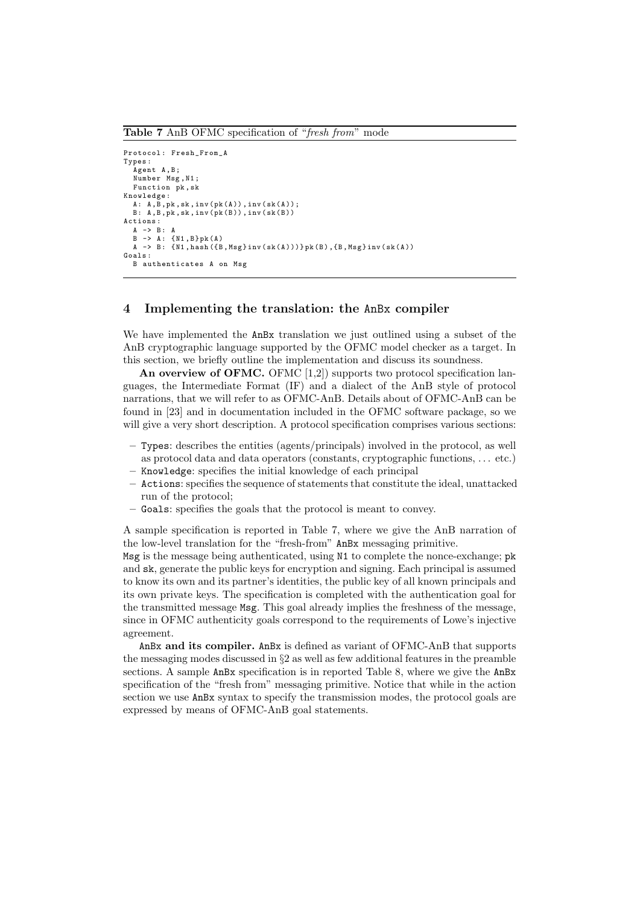**Table 7** AnB OFMC specification of "*fresh from*" mode

```
Protocol: Fresh_From_A
Types:
  Agent A,B;
  Number Msg,N1;
  Function pk,sk
Knowledge:
  A: A,B,pk,sk,inv(pk(A)),inv(sk(A));
  B: A,B,pk,sk,inv(pk(B)),inv(sk(B))
Actions:
  A -> B: A
  B -> A: {N1,B}pk(A)
  A -> B: {N1,hash({B,Msg}inv(sk(A)))}pk(B),{B,Msg}inv(sk(A))
Goals:
  B authenticates A on Msg
```

## 4 Implementing the translation: the AnBx compiler

We have implemented the AnBx translation we just outlined using a subset of the AnB cryptographic language supported by the OFMC model checker as a target. In this section, we briefly outline the implementation and discuss its soundness.

**An overview of OFMC.** OFMC [1,2]) supports two protocol specification languages, the Intermediate Format (IF) and a dialect of the AnB style of protocol narrations, that we will refer to as OFMC-AnB. Details about of OFMC-AnB can be found in [23] and in documentation included in the OFMC software package, so we will give a very short description. A protocol specification comprises various sections:

- Types: describes the entities (agents/principals) involved in the protocol, as well as protocol data and data operators (constants, cryptographic functions, ... etc.)
- Knowledge: specifies the initial knowledge of each principal
- Actions: specifies the sequence of statements that constitute the ideal, unattacked run of the protocol;
- Goals: specifies the goals that the protocol is meant to convey.

A sample specification is reported in Table 7, where we give the AnB narration of the low-level translation for the "fresh-from" AnBx messaging primitive.
Msg is the message being authenticated, using N1 to complete the nonce-exchange; pk and sk, generate the public keys for encryption and signing. Each principal is assumed to know its own and its partner's identities, the public key of all known principals and its own private keys. The specification is completed with the authentication goal for the transmitted message Msg. This goal already implies the freshness of the message, since in OFMC authenticity goals correspond to the requirements of Lowe's injective agreement.

**AnBx and its compiler.** AnBx is defined as variant of OFMC-AnB that supports the messaging modes discussed in §2 as well as few additional features in the preamble sections. A sample AnBx specification is in reported Table 8, where we give the AnBx specification of the "fresh from" messaging primitive. Notice that while in the action section we use AnBx syntax to specify the transmission modes, the protocol goals are expressed by means of OFMC-AnB goal statements.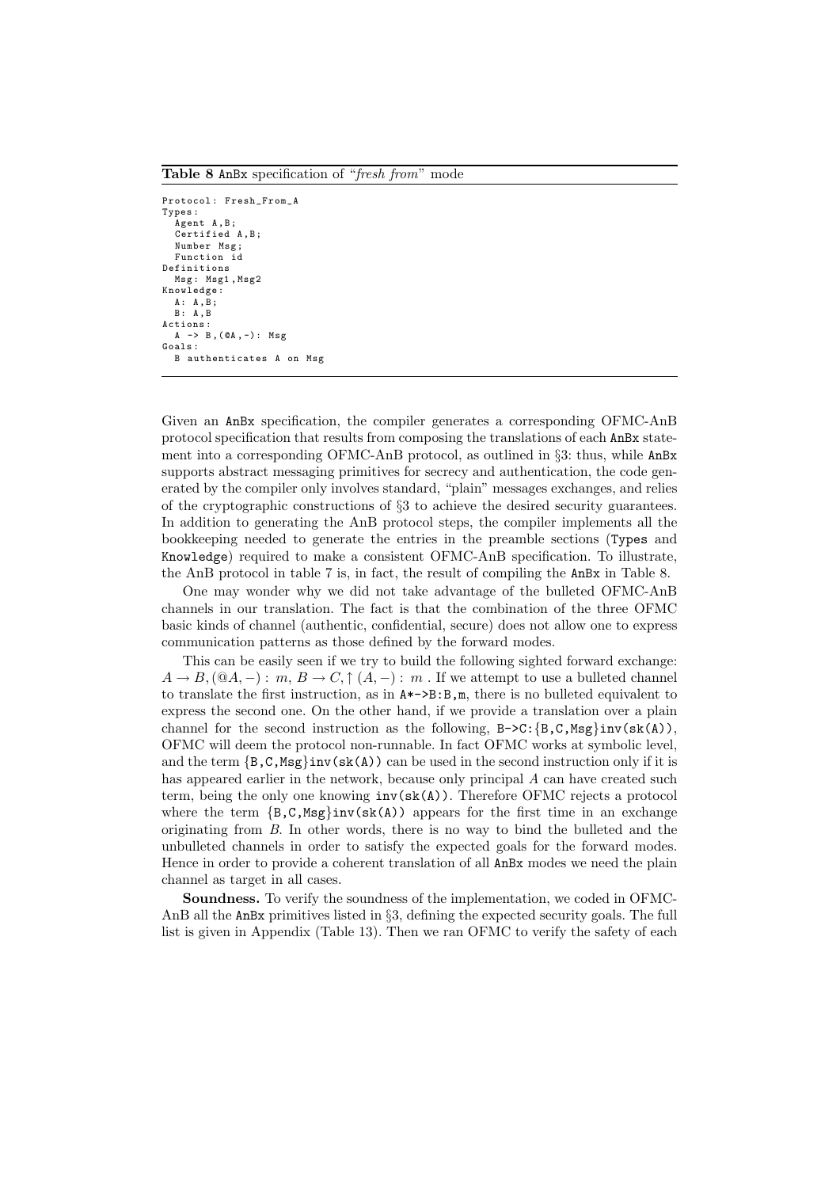**Table 8** AnBx specification of "*fresh from*" mode

```
Protocol: Fresh_From_A
Types:
  Agent A,B;
  Certified A,B;
  Number Msg;
  Function id
Definitions
  Msg: Msg1,Msg2
Knowledge:
  A: A,B;
  B: A,B
Actions:
  A -> B,(@A,-): Msg
Goals:
  B authenticates A on Msg
```

Given an AnBx specification, the compiler generates a corresponding OFMC-AnB protocol specification that results from composing the translations of each AnBx statement into a corresponding OFMC-AnB protocol, as outlined in §3: thus, while AnBx supports abstract messaging primitives for secrecy and authentication, the code generated by the compiler only involves standard, "plain" messages exchanges, and relies of the cryptographic constructions of §3 to achieve the desired security guarantees. In addition to generating the AnB protocol steps, the compiler implements all the bookkeeping needed to generate the entries in the preamble sections (Types and Knowledge) required to make a consistent OFMC-AnB specification. To illustrate, the AnB protocol in table 7 is, in fact, the result of compiling the AnBx in Table 8.

One may wonder why we did not take advantage of the bulleted OFMC-AnB channels in our translation. The fact is that the combination of the three OFMC basic kinds of channel (authentic, confidential, secure) does not allow one to express communication patterns as those defined by the forward modes.

This can be easily seen if we try to build the following sighted forward exchange: $A \to B, (@A, -) : m$, $B \to C, \uparrow (A, -) : m$ . If we attempt to use a bulleted channel to translate the first instruction, as in A*->B:B,m, there is no bulleted equivalent to express the second one. On the other hand, if we provide a translation over a plain channel for the second instruction as the following, B->C:{B,C,Msg}inv(sk(A)), OFMC will deem the protocol non-runnable. In fact OFMC works at symbolic level, and the term {B,C,Msg}inv(sk(A)) can be used in the second instruction only if it is has appeared earlier in the network, because only principal $A$ can have created such term, being the only one knowing inv(sk(A)). Therefore OFMC rejects a protocol where the term {B,C,Msg}inv(sk(A)) appears for the first time in an exchange originating from $B$. In other words, there is no way to bind the bulleted and the unbulleted channels in order to satisfy the expected goals for the forward modes. Hence in order to provide a coherent translation of all AnBx modes we need the plain channel as target in all cases.

**Soundness.** To verify the soundness of the implementation, we coded in OFMC-AnB all the AnBx primitives listed in §3, defining the expected security goals. The full list is given in Appendix (Table 13). Then we ran OFMC to verify the safety of each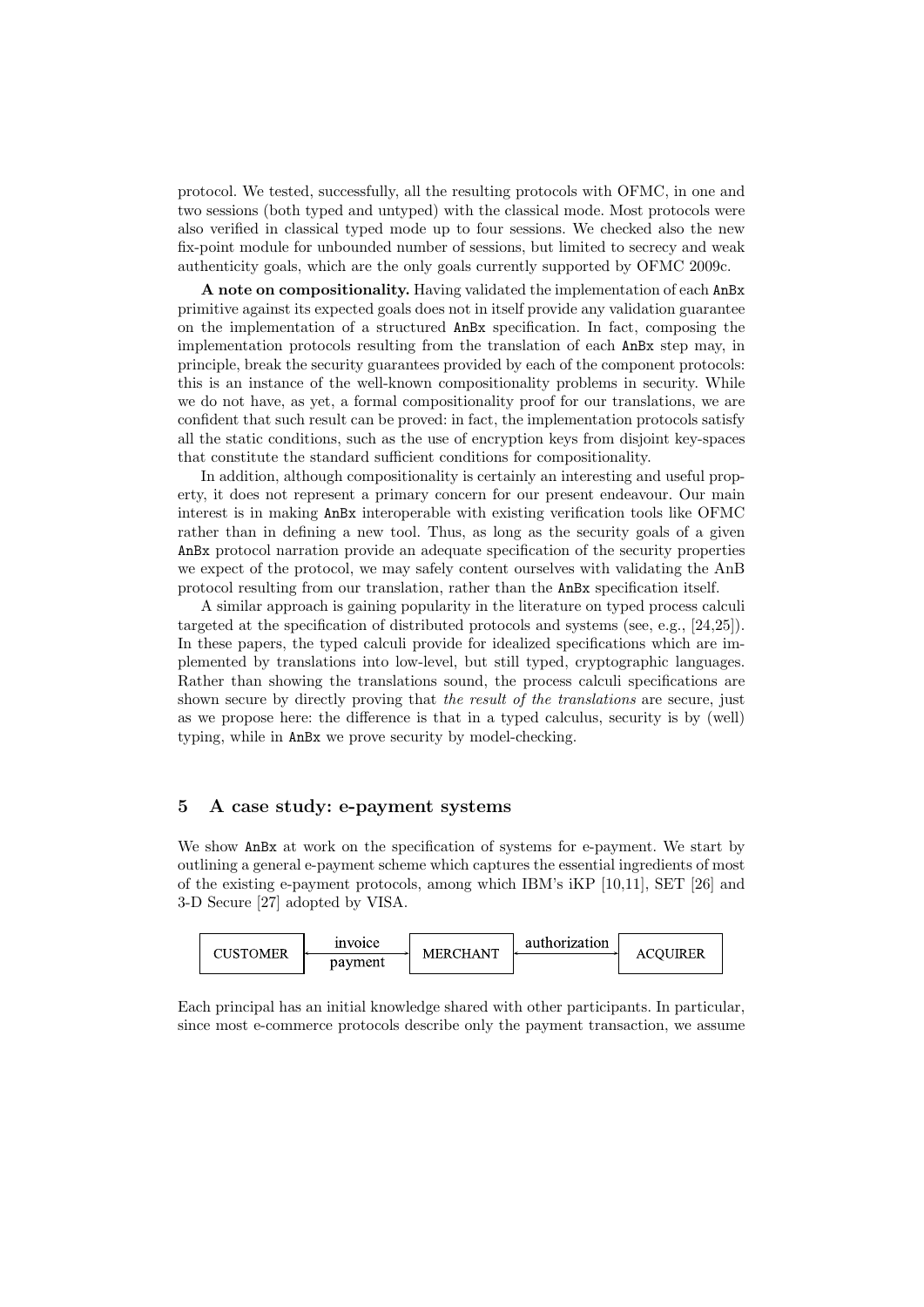protocol. We tested, successfully, all the resulting protocols with OFMC, in one and two sessions (both typed and untyped) with the classical mode. Most protocols were also verified in classical typed mode up to four sessions. We checked also the new fix-point module for unbounded number of sessions, but limited to secrecy and weak authenticity goals, which are the only goals currently supported by OFMC 2009c.

**A note on compositionality.** Having validated the implementation of each AnBx primitive against its expected goals does not in itself provide any validation guarantee on the implementation of a structured AnBx specification. In fact, composing the implementation protocols resulting from the translation of each AnBx step may, in principle, break the security guarantees provided by each of the component protocols: this is an instance of the well-known compositionality problems in security. While we do not have, as yet, a formal compositionality proof for our translations, we are confident that such result can be proved: in fact, the implementation protocols satisfy all the static conditions, such as the use of encryption keys from disjoint key-spaces that constitute the standard sufficient conditions for compositionality.

In addition, although compositionality is certainly an interesting and useful property, it does not represent a primary concern for our present endeavour. Our main interest is in making AnBx interoperable with existing verification tools like OFMC rather than in defining a new tool. Thus, as long as the security goals of a given AnBx protocol narration provide an adequate specification of the security properties we expect of the protocol, we may safely content ourselves with validating the AnB protocol resulting from our translation, rather than the AnBx specification itself.

A similar approach is gaining popularity in the literature on typed process calculi targeted at the specification of distributed protocols and systems (see, e.g., [24,25]). In these papers, the typed calculi provide for idealized specifications which are implemented by translations into low-level, but still typed, cryptographic languages. Rather than showing the translations sound, the process calculi specifications are shown secure by directly proving that *the result of the translations* are secure, just as we propose here: the difference is that in a typed calculus, security is by (well) typing, while in AnBx we prove security by model-checking.

## 5 A case study: e-payment systems

We show AnBx at work on the specification of systems for e-payment. We start by outlining a general e-payment scheme which captures the essential ingredients of most of the existing e-payment protocols, among which IBM's iKP [10,11], SET [26] and 3-D Secure [27] adopted by VISA.

CUSTOMER
invoice
payment
MERCHANT
authorization
ACQUIRER

Each principal has an initial knowledge shared with other participants. In particular, since most e-commerce protocols describe only the payment transaction, we assume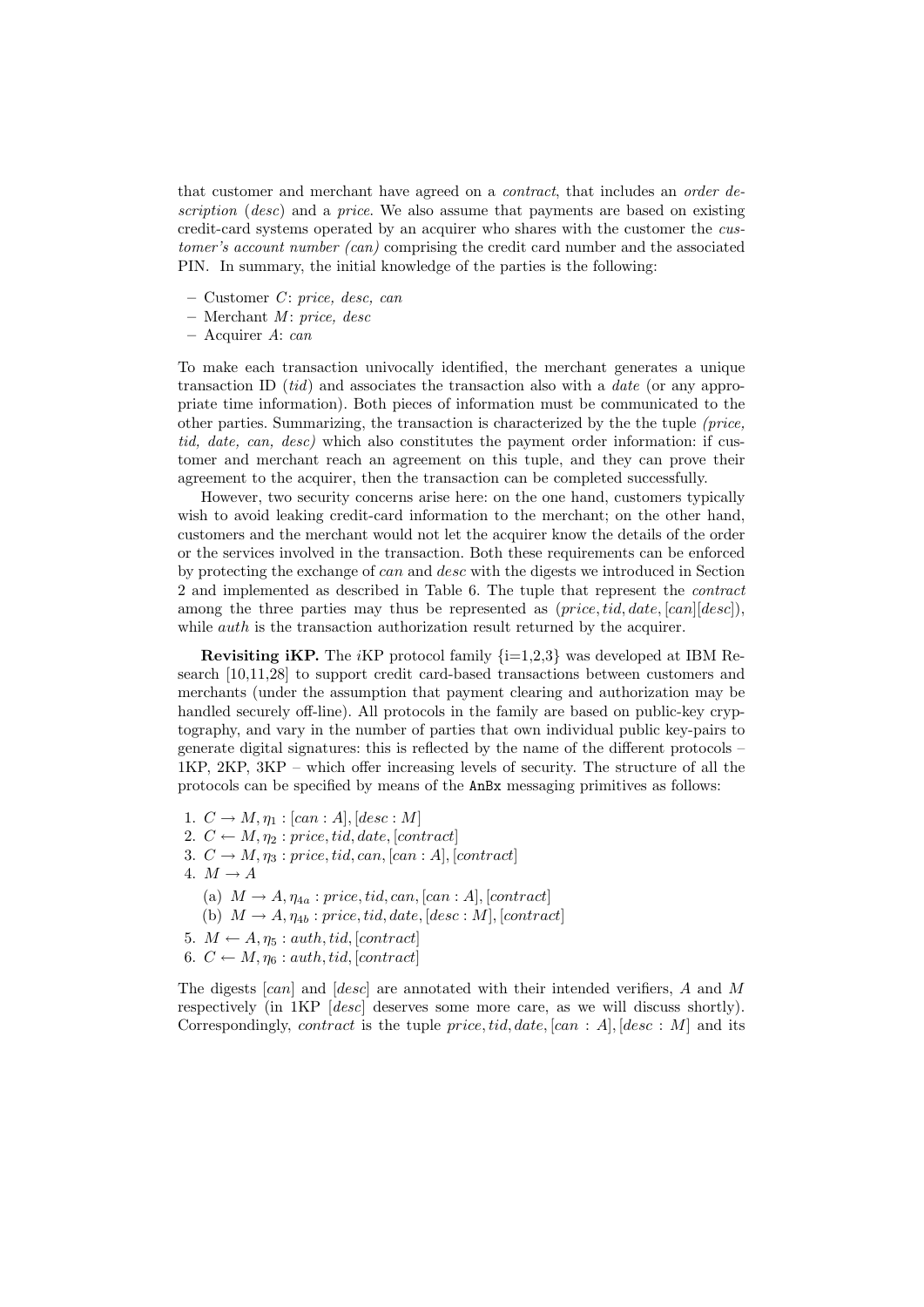that customer and merchant have agreed on a *contract*, that includes an *order description* (*desc*) and a *price*. We also assume that payments are based on existing credit-card systems operated by an acquirer who shares with the customer the *customer's account number (can)* comprising the credit card number and the associated PIN. In summary, the initial knowledge of the parties is the following:

- Customer $C$: *price, desc, can*
- Merchant $M$: *price, desc*
- Acquirer $A$: *can*

To make each transaction univocally identified, the merchant generates a unique transaction ID (*tid*) and associates the transaction also with a *date* (or any appropriate time information). Both pieces of information must be communicated to the other parties. Summarizing, the transaction is characterized by the the tuple *(price, tid, date, can, desc)* which also constitutes the payment order information: if customer and merchant reach an agreement on this tuple, and they can prove their agreement to the acquirer, then the transaction can be completed successfully.

However, two security concerns arise here: on the one hand, customers typically wish to avoid leaking credit-card information to the merchant; on the other hand, customers and the merchant would not let the acquirer know the details of the order or the services involved in the transaction. Both these requirements can be enforced by protecting the exchange of *can* and *desc* with the digests we introduced in Section 2 and implemented as described in Table 6. The tuple that represent the *contract* among the three parties may thus be represented as $(price, tid, date, [can][desc])$, while *auth* is the transaction authorization result returned by the acquirer.

**Revisiting iKP.** The *i*KP protocol family {i=1,2,3} was developed at IBM Research [10,11,28] to support credit card-based transactions between customers and merchants (under the assumption that payment clearing and authorization may be handled securely off-line). All protocols in the family are based on public-key cryptography, and vary in the number of parties that own individual public key-pairs to generate digital signatures: this is reflected by the name of the different protocols – 1KP, 2KP, 3KP – which offer increasing levels of security. The structure of all the protocols can be specified by means of the `AnBx` messaging primitives as follows:

1. $C \rightarrow M, \eta_1 : [can : A], [desc : M]$
2. $C \leftarrow M, \eta_2 : price, tid, date, [contract]$
3. $C \rightarrow M, \eta_3 : price, tid, can, [can : A], [contract]$
4. $M \rightarrow A$
   (a) $M \rightarrow A, \eta_{4a} : price, tid, can, [can : A], [contract]$
   (b) $M \rightarrow A, \eta_{4b} : price, tid, date, [desc : M], [contract]$
5. $M \leftarrow A, \eta_5 : auth, tid, [contract]$
6. $C \leftarrow M, \eta_6 : auth, tid, [contract]$

The digests $[can]$ and $[desc]$ are annotated with their intended verifiers, $A$ and $M$ respectively (in 1KP $[desc]$ deserves some more care, as we will discuss shortly). Correspondingly, *contract* is the tuple $price, tid, date, [can : A], [desc : M]$ and its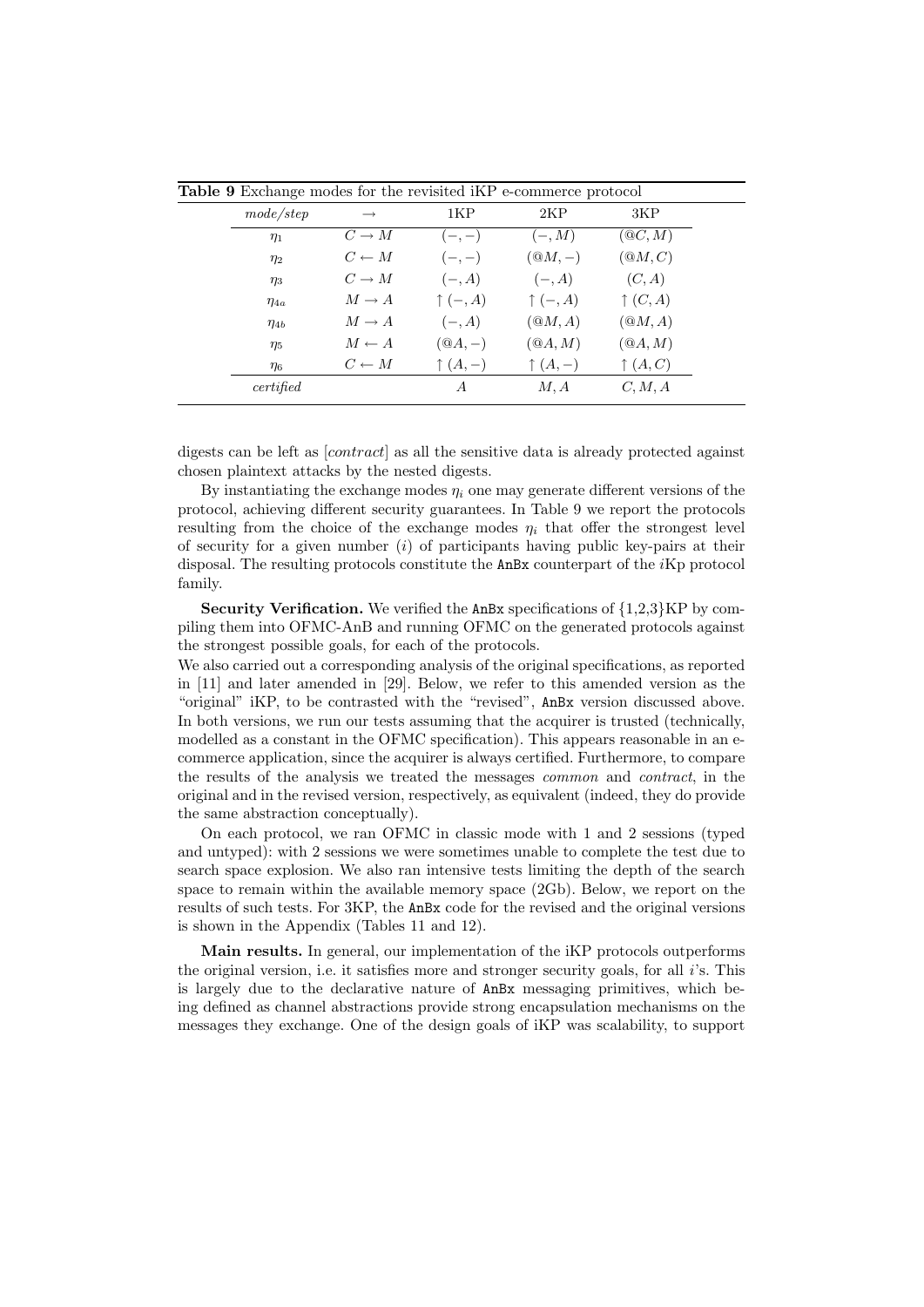**Table 9** Exchange modes for the revisited iKP e-commerce protocol

| $mode/step$ | $\rightarrow$ | 1KP | 2KP | 3KP |
|---|---|---|---|---|
| $\eta_1$ | $C \rightarrow M$ | $(-,-)$ | $(-,M)$ | $(@C,M)$ |
| $\eta_2$ | $C \leftarrow M$ | $(-,-)$ | $(@M,-)$ | $(@M,C)$ |
| $\eta_3$ | $C \rightarrow M$ | $(-,A)$ | $(-,A)$ | $(C,A)$ |
| $\eta_{4a}$ | $M \rightarrow A$ | $\uparrow(-,A)$ | $\uparrow(-,A)$ | $\uparrow(C,A)$ |
| $\eta_{4b}$ | $M \rightarrow A$ | $(-,A)$ | $(@M,A)$ | $(@M,A)$ |
| $\eta_5$ | $M \leftarrow A$ | $(@A,-)$ | $(@A,M)$ | $(@A,M)$ |
| $\eta_6$ | $C \leftarrow M$ | $\uparrow(A,-)$ | $\uparrow(A,-)$ | $\uparrow(A,C)$ |
| *certified* | | $A$ | $M,A$ | $C,M,A$ |

digests can be left as [*contract*] as all the sensitive data is already protected against chosen plaintext attacks by the nested digests.

By instantiating the exchange modes $\eta_i$ one may generate different versions of the protocol, achieving different security guarantees. In Table 9 we report the protocols resulting from the choice of the exchange modes $\eta_i$ that offer the strongest level of security for a given number ($i$) of participants having public key-pairs at their disposal. The resulting protocols constitute the AnBx counterpart of the $i$Kp protocol family.

**Security Verification.** We verified the AnBx specifications of {1,2,3}KP by compiling them into OFMC-AnB and running OFMC on the generated protocols against the strongest possible goals, for each of the protocols.
We also carried out a corresponding analysis of the original specifications, as reported in [11] and later amended in [29]. Below, we refer to this amended version as the "original" iKP, to be contrasted with the "revised", AnBx version discussed above. In both versions, we run our tests assuming that the acquirer is trusted (technically, modelled as a constant in the OFMC specification). This appears reasonable in an e-commerce application, since the acquirer is always certified. Furthermore, to compare the results of the analysis we treated the messages *common* and *contract*, in the original and in the revised version, respectively, as equivalent (indeed, they do provide the same abstraction conceptually).

On each protocol, we ran OFMC in classic mode with 1 and 2 sessions (typed and untyped): with 2 sessions we were sometimes unable to complete the test due to search space explosion. We also ran intensive tests limiting the depth of the search space to remain within the available memory space (2Gb). Below, we report on the results of such tests. For 3KP, the AnBx code for the revised and the original versions is shown in the Appendix (Tables 11 and 12).

**Main results.** In general, our implementation of the iKP protocols outperforms the original version, i.e. it satisfies more and stronger security goals, for all $i$'s. This is largely due to the declarative nature of AnBx messaging primitives, which being defined as channel abstractions provide strong encapsulation mechanisms on the messages they exchange. One of the design goals of iKP was scalability, to support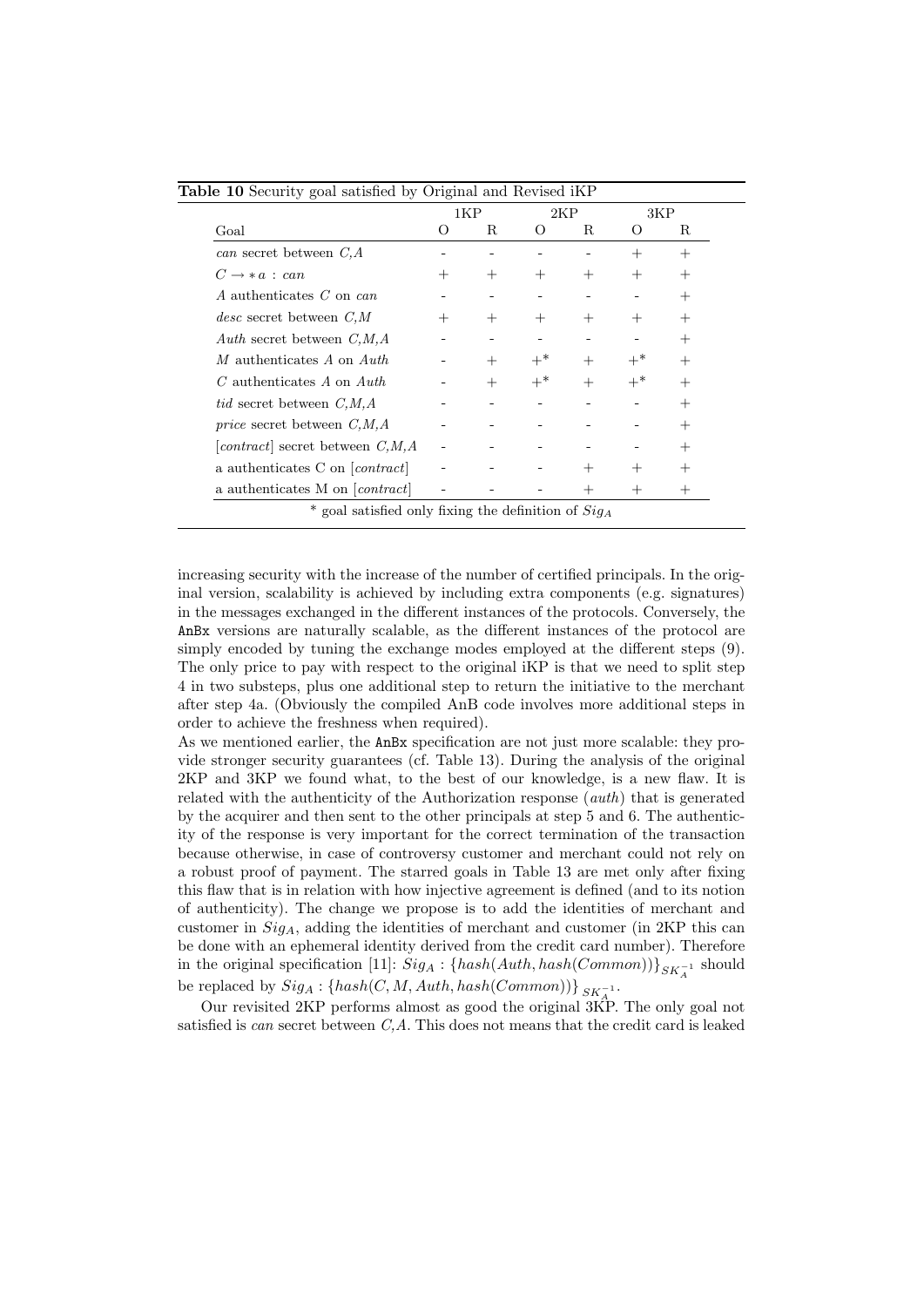**Table 10** Security goal satisfied by Original and Revised iKP

| | 1KP | | 2KP | | 3KP | |
|---|---|---|---|---|---|---|
| Goal | O | R | O | R | O | R |
| *can* secret between *C,A* | - | - | - | - | + | + |
| $C \rightarrow *a : can$ | + | + | + | + | + | + |
| *A* authenticates *C* on *can* | - | - | - | - | - | + |
| *desc* secret between *C,M* | + | + | + | + | + | + |
| *Auth* secret between *C,M,A* | - | - | - | - | - | + |
| *M* authenticates *A* on *Auth* | - | + | $+^*$ | + | $+^*$ | + |
| *C* authenticates *A* on *Auth* | - | + | $+^*$ | + | $+^*$ | + |
| *tid* secret between *C,M,A* | - | - | - | - | - | + |
| *price* secret between *C,M,A* | - | - | - | - | - | + |
| [*contract*] secret between *C,M,A* | - | - | - | - | - | + |
| a authenticates C on [*contract*] | - | - | - | + | + | + |
| a authenticates M on [*contract*] | - | - | - | + | + | + |

\* goal satisfied only fixing the definition of $Sig_A$

increasing security with the increase of the number of certified principals. In the original version, scalability is achieved by including extra components (e.g. signatures) in the messages exchanged in the different instances of the protocols. Conversely, the AnBx versions are naturally scalable, as the different instances of the protocol are simply encoded by tuning the exchange modes employed at the different steps (9). The only price to pay with respect to the original iKP is that we need to split step 4 in two substeps, plus one additional step to return the initiative to the merchant after step 4a. (Obviously the compiled AnB code involves more additional steps in order to achieve the freshness when required).

As we mentioned earlier, the AnBx specification are not just more scalable: they provide stronger security guarantees (cf. Table 13). During the analysis of the original 2KP and 3KP we found what, to the best of our knowledge, is a new flaw. It is related with the authenticity of the Authorization response (*auth*) that is generated by the acquirer and then sent to the other principals at step 5 and 6. The authenticity of the response is very important for the correct termination of the transaction because otherwise, in case of controversy customer and merchant could not rely on a robust proof of payment. The starred goals in Table 13 are met only after fixing this flaw that is in relation with how injective agreement is defined (and to its notion of authenticity). The change we propose is to add the identities of merchant and customer in $Sig_A$, adding the identities of merchant and customer (in 2KP this can be done with an ephemeral identity derived from the credit card number). Therefore in the original specification [11]: $Sig_A : \{hash(Auth, hash(Common))\}_{SK_A^{-1}}$ should be replaced by $Sig_A : \{hash(C, M, Auth, hash(Common))\}_{SK_A^{-1}}$.

Our revisited 2KP performs almost as good the original 3KP. The only goal not satisfied is *can* secret between *C,A*. This does not means that the credit card is leaked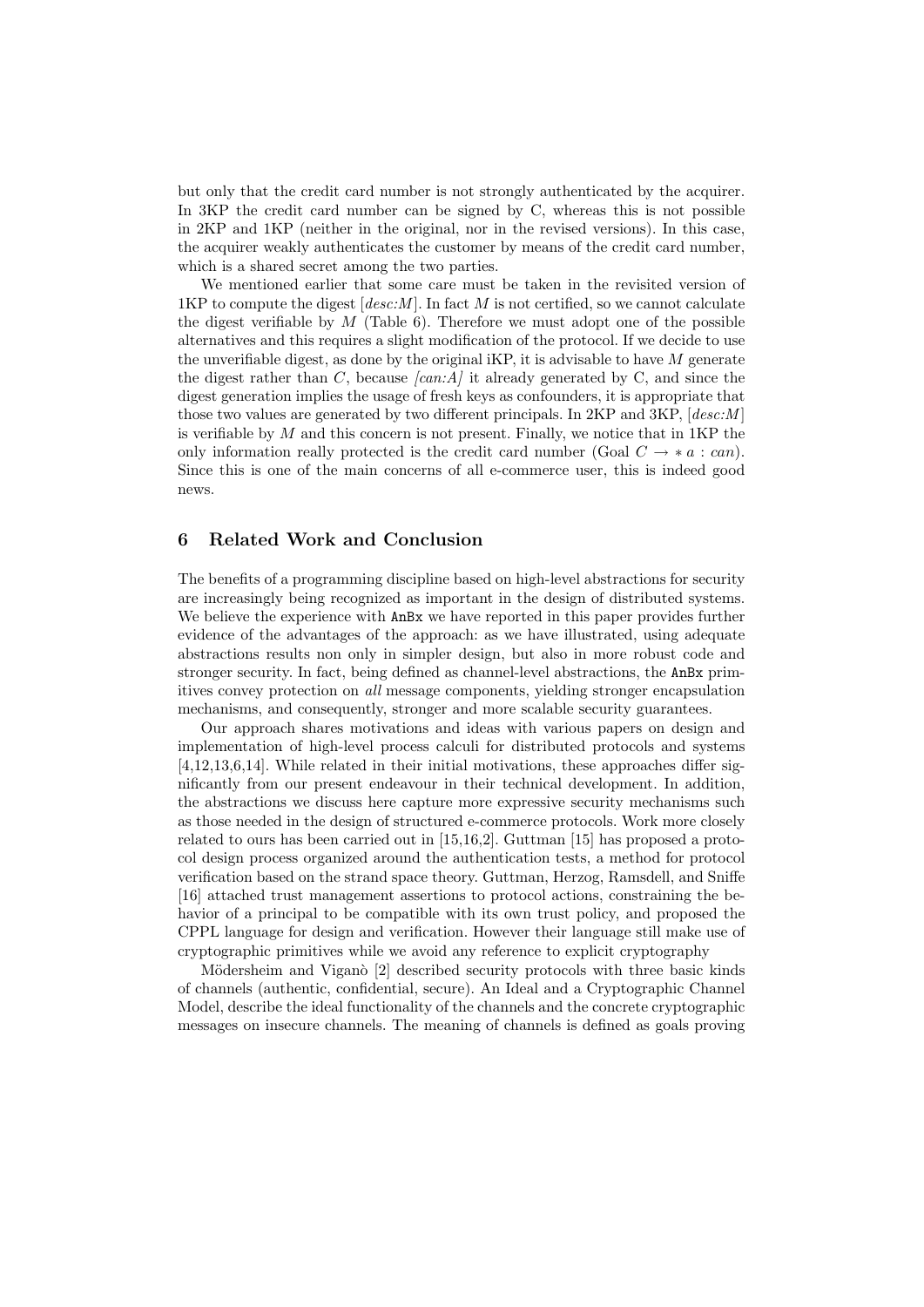but only that the credit card number is not strongly authenticated by the acquirer. In 3KP the credit card number can be signed by C, whereas this is not possible in 2KP and 1KP (neither in the original, nor in the revised versions). In this case, the acquirer weakly authenticates the customer by means of the credit card number, which is a shared secret among the two parties.

We mentioned earlier that some care must be taken in the revisited version of 1KP to compute the digest [*desc*:*M*]. In fact *M* is not certified, so we cannot calculate the digest verifiable by *M* (Table 6). Therefore we must adopt one of the possible alternatives and this requires a slight modification of the protocol. If we decide to use the unverifiable digest, as done by the original iKP, it is advisable to have *M* generate the digest rather than *C*, because *[can:A]* it already generated by C, and since the digest generation implies the usage of fresh keys as confounders, it is appropriate that those two values are generated by two different principals. In 2KP and 3KP, [*desc*:*M*] is verifiable by *M* and this concern is not present. Finally, we notice that in 1KP the only information really protected is the credit card number (Goal $C \rightarrow *a : can$). Since this is one of the main concerns of all e-commerce user, this is indeed good news.

## 6 Related Work and Conclusion

The benefits of a programming discipline based on high-level abstractions for security are increasingly being recognized as important in the design of distributed systems. We believe the experience with `AnBx` we have reported in this paper provides further evidence of the advantages of the approach: as we have illustrated, using adequate abstractions results non only in simpler design, but also in more robust code and stronger security. In fact, being defined as channel-level abstractions, the `AnBx` primitives convey protection on *all* message components, yielding stronger encapsulation mechanisms, and consequently, stronger and more scalable security guarantees.

Our approach shares motivations and ideas with various papers on design and implementation of high-level process calculi for distributed protocols and systems [4,12,13,6,14]. While related in their initial motivations, these approaches differ significantly from our present endeavour in their technical development. In addition, the abstractions we discuss here capture more expressive security mechanisms such as those needed in the design of structured e-commerce protocols. Work more closely related to ours has been carried out in [15,16,2]. Guttman [15] has proposed a protocol design process organized around the authentication tests, a method for protocol verification based on the strand space theory. Guttman, Herzog, Ramsdell, and Sniffe [16] attached trust management assertions to protocol actions, constraining the behavior of a principal to be compatible with its own trust policy, and proposed the CPPL language for design and verification. However their language still make use of cryptographic primitives while we avoid any reference to explicit cryptography

Mödersheim and Viganò [2] described security protocols with three basic kinds of channels (authentic, confidential, secure). An Ideal and a Cryptographic Channel Model, describe the ideal functionality of the channels and the concrete cryptographic messages on insecure channels. The meaning of channels is defined as goals proving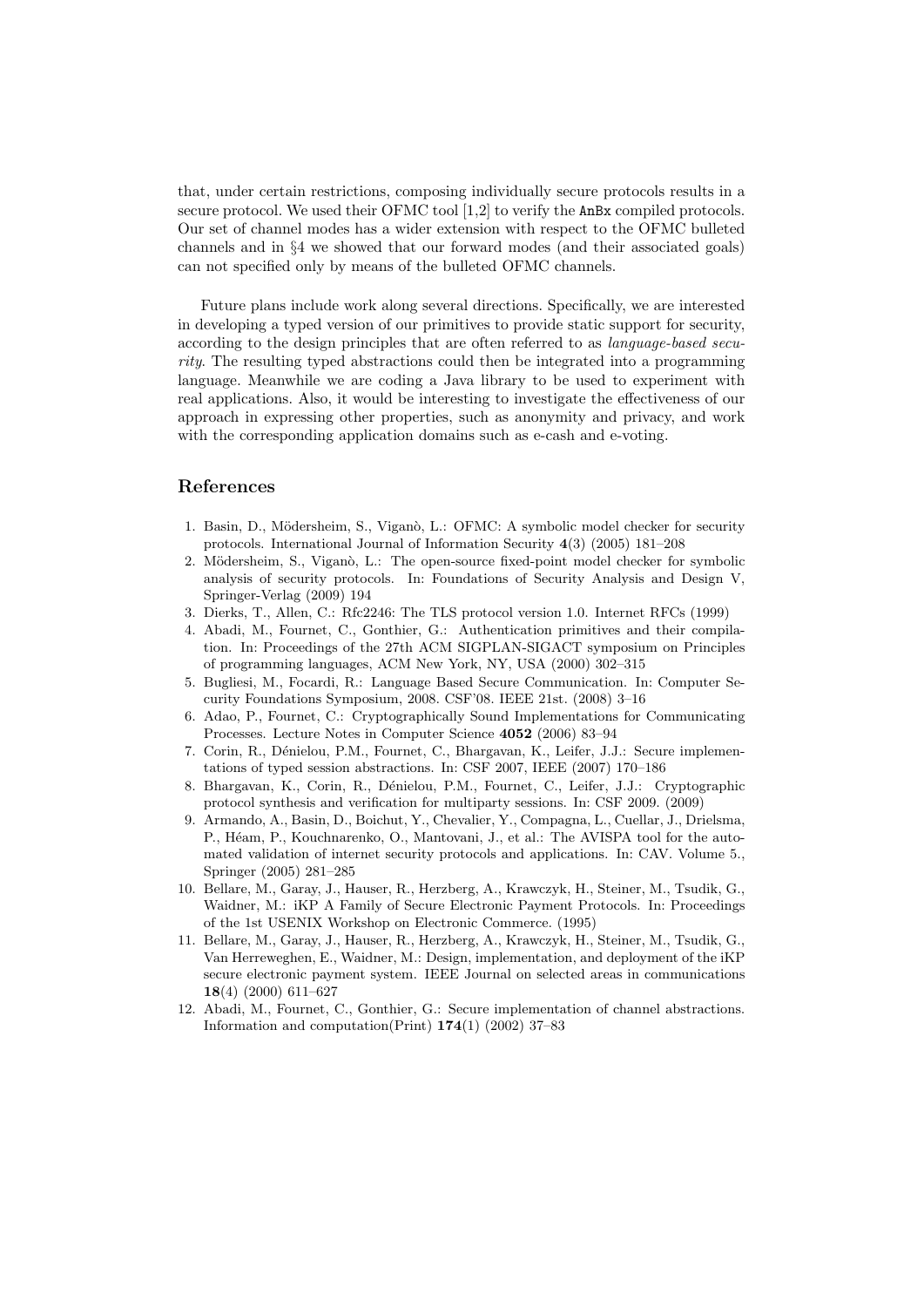that, under certain restrictions, composing individually secure protocols results in a secure protocol. We used their OFMC tool [1,2] to verify the `AnBx` compiled protocols. Our set of channel modes has a wider extension with respect to the OFMC bulleted channels and in §4 we showed that our forward modes (and their associated goals) can not specified only by means of the bulleted OFMC channels.

Future plans include work along several directions. Specifically, we are interested in developing a typed version of our primitives to provide static support for security, according to the design principles that are often referred to as *language-based security*. The resulting typed abstractions could then be integrated into a programming language. Meanwhile we are coding a Java library to be used to experiment with real applications. Also, it would be interesting to investigate the effectiveness of our approach in expressing other properties, such as anonymity and privacy, and work with the corresponding application domains such as e-cash and e-voting.

## References

1. Basin, D., Mödersheim, S., Viganò, L.: OFMC: A symbolic model checker for security protocols. International Journal of Information Security **4**(3) (2005) 181–208
2. Mödersheim, S., Viganò, L.: The open-source fixed-point model checker for symbolic analysis of security protocols. In: Foundations of Security Analysis and Design V, Springer-Verlag (2009) 194
3. Dierks, T., Allen, C.: Rfc2246: The TLS protocol version 1.0. Internet RFCs (1999)
4. Abadi, M., Fournet, C., Gonthier, G.: Authentication primitives and their compilation. In: Proceedings of the 27th ACM SIGPLAN-SIGACT symposium on Principles of programming languages, ACM New York, NY, USA (2000) 302–315
5. Bugliesi, M., Focardi, R.: Language Based Secure Communication. In: Computer Security Foundations Symposium, 2008. CSF'08. IEEE 21st. (2008) 3–16
6. Adao, P., Fournet, C.: Cryptographically Sound Implementations for Communicating Processes. Lecture Notes in Computer Science **4052** (2006) 83–94
7. Corin, R., Dénielou, P.M., Fournet, C., Bhargavan, K., Leifer, J.J.: Secure implementations of typed session abstractions. In: CSF 2007, IEEE (2007) 170–186
8. Bhargavan, K., Corin, R., Dénielou, P.M., Fournet, C., Leifer, J.J.: Cryptographic protocol synthesis and verification for multiparty sessions. In: CSF 2009. (2009)
9. Armando, A., Basin, D., Boichut, Y., Chevalier, Y., Compagna, L., Cuellar, J., Drielsma, P., Héam, P., Kouchnarenko, O., Mantovani, J., et al.: The AVISPA tool for the automated validation of internet security protocols and applications. In: CAV. Volume 5., Springer (2005) 281–285
10. Bellare, M., Garay, J., Hauser, R., Herzberg, A., Krawczyk, H., Steiner, M., Tsudik, G., Waidner, M.: iKP A Family of Secure Electronic Payment Protocols. In: Proceedings of the 1st USENIX Workshop on Electronic Commerce. (1995)
11. Bellare, M., Garay, J., Hauser, R., Herzberg, A., Krawczyk, H., Steiner, M., Tsudik, G., Van Herreweghen, E., Waidner, M.: Design, implementation, and deployment of the iKP secure electronic payment system. IEEE Journal on selected areas in communications **18**(4) (2000) 611–627
12. Abadi, M., Fournet, C., Gonthier, G.: Secure implementation of channel abstractions. Information and computation(Print) **174**(1) (2002) 37–83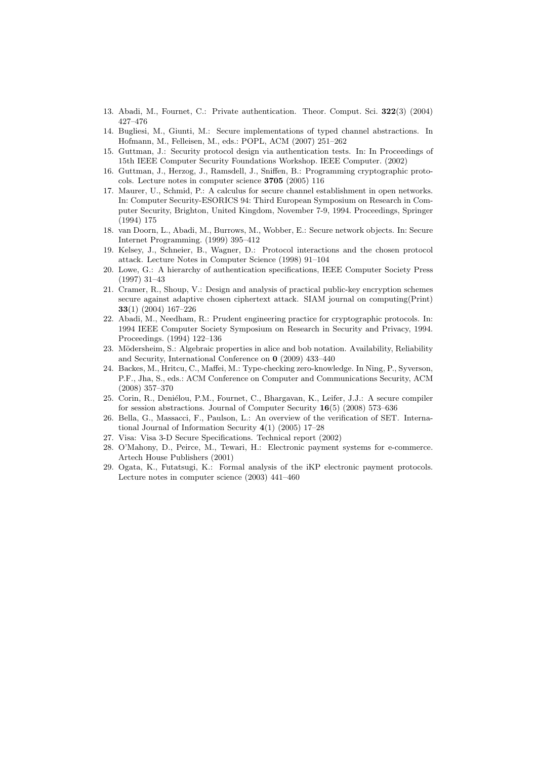13. Abadi, M., Fournet, C.: Private authentication. Theor. Comput. Sci. **322**(3) (2004) 427–476
14. Bugliesi, M., Giunti, M.: Secure implementations of typed channel abstractions. In Hofmann, M., Felleisen, M., eds.: POPL, ACM (2007) 251–262
15. Guttman, J.: Security protocol design via authentication tests. In: In Proceedings of 15th IEEE Computer Security Foundations Workshop. IEEE Computer. (2002)
16. Guttman, J., Herzog, J., Ramsdell, J., Sniffen, B.: Programming cryptographic protocols. Lecture notes in computer science **3705** (2005) 116
17. Maurer, U., Schmid, P.: A calculus for secure channel establishment in open networks. In: Computer Security-ESORICS 94: Third European Symposium on Research in Computer Security, Brighton, United Kingdom, November 7-9, 1994. Proceedings, Springer (1994) 175
18. van Doorn, L., Abadi, M., Burrows, M., Wobber, E.: Secure network objects. In: Secure Internet Programming. (1999) 395–412
19. Kelsey, J., Schneier, B., Wagner, D.: Protocol interactions and the chosen protocol attack. Lecture Notes in Computer Science (1998) 91–104
20. Lowe, G.: A hierarchy of authentication specifications, IEEE Computer Society Press (1997) 31–43
21. Cramer, R., Shoup, V.: Design and analysis of practical public-key encryption schemes secure against adaptive chosen ciphertext attack. SIAM journal on computing(Print) **33**(1) (2004) 167–226
22. Abadi, M., Needham, R.: Prudent engineering practice for cryptographic protocols. In: 1994 IEEE Computer Society Symposium on Research in Security and Privacy, 1994. Proceedings. (1994) 122–136
23. Mödersheim, S.: Algebraic properties in alice and bob notation. Availability, Reliability and Security, International Conference on **0** (2009) 433–440
24. Backes, M., Hritcu, C., Maffei, M.: Type-checking zero-knowledge. In Ning, P., Syverson, P.F., Jha, S., eds.: ACM Conference on Computer and Communications Security, ACM (2008) 357–370
25. Corin, R., Deniélou, P.M., Fournet, C., Bhargavan, K., Leifer, J.J.: A secure compiler for session abstractions. Journal of Computer Security **16**(5) (2008) 573–636
26. Bella, G., Massacci, F., Paulson, L.: An overview of the verification of SET. International Journal of Information Security **4**(1) (2005) 17–28
27. Visa: Visa 3-D Secure Specifications. Technical report (2002)
28. O'Mahony, D., Peirce, M., Tewari, H.: Electronic payment systems for e-commerce. Artech House Publishers (2001)
29. Ogata, K., Futatsugi, K.: Formal analysis of the iKP electronic payment protocols. Lecture notes in computer science (2003) 441–460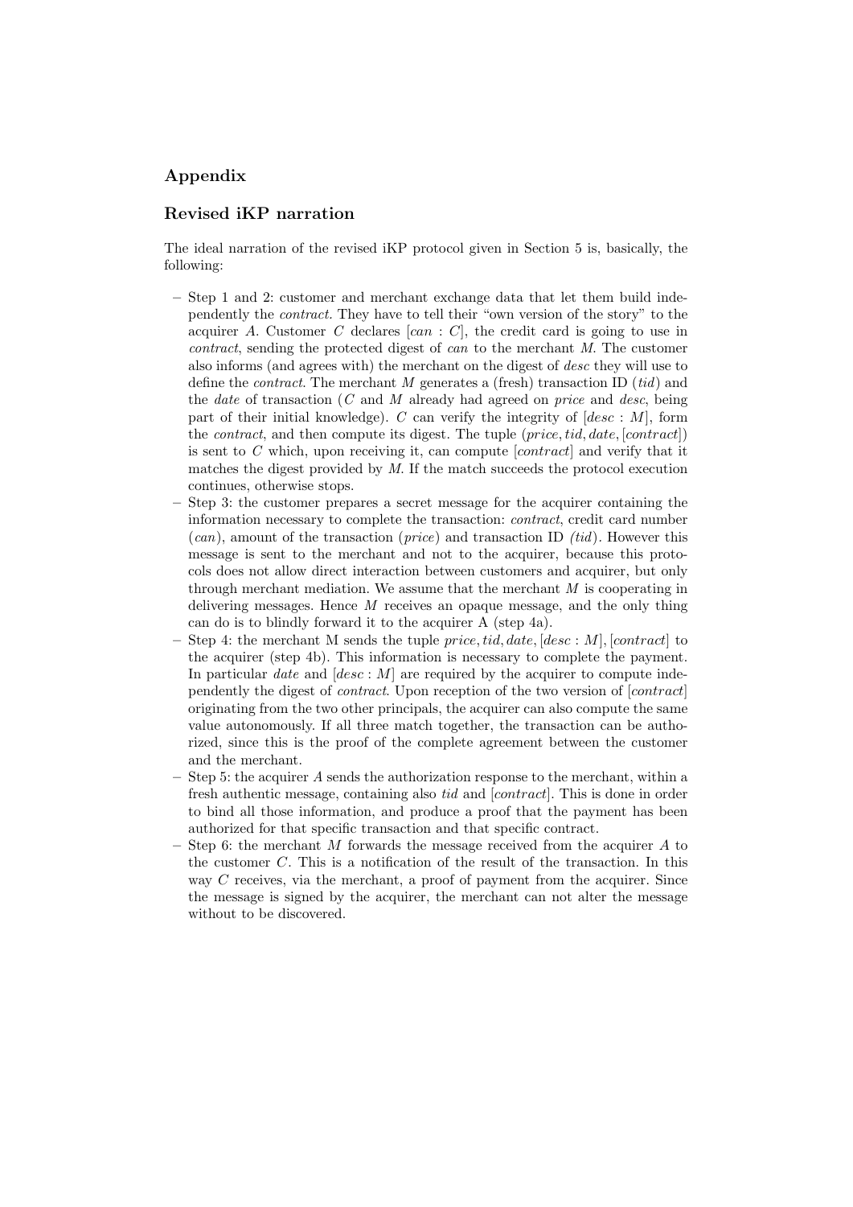## Appendix

### Revised iKP narration

The ideal narration of the revised iKP protocol given in Section 5 is, basically, the following:

- Step 1 and 2: customer and merchant exchange data that let them build independently the *contract*. They have to tell their "own version of the story" to the acquirer $A$. Customer $C$ declares $[can : C]$, the credit card is going to use in *contract*, sending the protected digest of *can* to the merchant $M$. The customer also informs (and agrees with) the merchant on the digest of *desc* they will use to define the *contract*. The merchant $M$ generates a (fresh) transaction ID (*tid*) and the *date* of transaction ($C$ and $M$ already had agreed on *price* and *desc*, being part of their initial knowledge). $C$ can verify the integrity of $[desc : M]$, form the *contract*, and then compute its digest. The tuple $(price, tid, date, [contract])$ is sent to $C$ which, upon receiving it, can compute $[contract]$ and verify that it matches the digest provided by $M$. If the match succeeds the protocol execution continues, otherwise stops.
- Step 3: the customer prepares a secret message for the acquirer containing the information necessary to complete the transaction: *contract*, credit card number (*can*), amount of the transaction (*price*) and transaction ID *(tid)*. However this message is sent to the merchant and not to the acquirer, because this protocols does not allow direct interaction between customers and acquirer, but only through merchant mediation. We assume that the merchant $M$ is cooperating in delivering messages. Hence $M$ receives an opaque message, and the only thing can do is to blindly forward it to the acquirer A (step 4a).
- Step 4: the merchant M sends the tuple $price, tid, date, [desc : M], [contract]$ to the acquirer (step 4b). This information is necessary to complete the payment. In particular *date* and $[desc : M]$ are required by the acquirer to compute independently the digest of *contract*. Upon reception of the two version of $[contract]$ originating from the two other principals, the acquirer can also compute the same value autonomously. If all three match together, the transaction can be authorized, since this is the proof of the complete agreement between the customer and the merchant.
- Step 5: the acquirer $A$ sends the authorization response to the merchant, within a fresh authentic message, containing also *tid* and $[contract]$. This is done in order to bind all those information, and produce a proof that the payment has been authorized for that specific transaction and that specific contract.
- Step 6: the merchant $M$ forwards the message received from the acquirer $A$ to the customer $C$. This is a notification of the result of the transaction. In this way $C$ receives, via the merchant, a proof of payment from the acquirer. Since the message is signed by the acquirer, the merchant can not alter the message without to be discovered.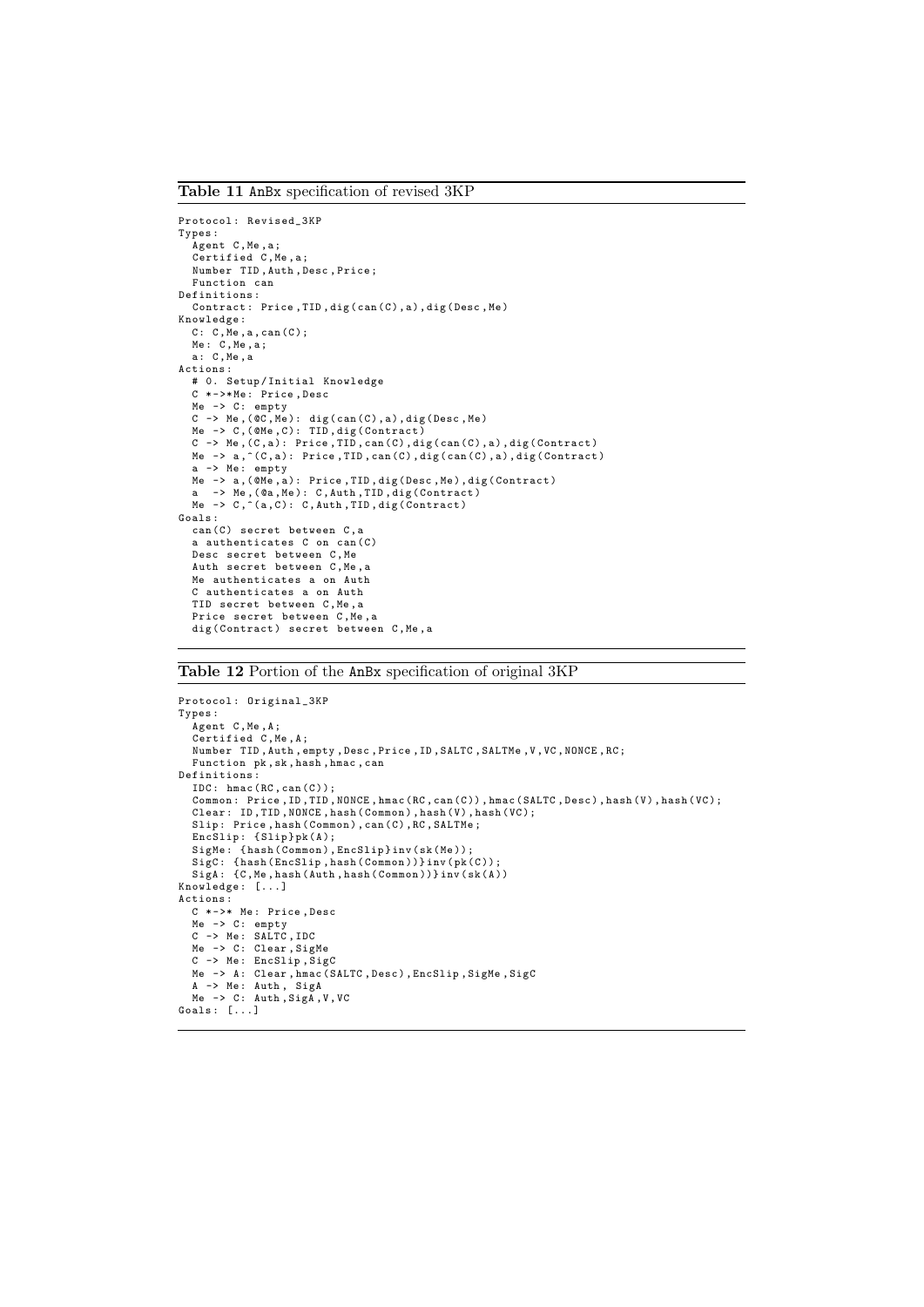**Table 11** AnBx specification of revised 3KP

```
Protocol: Revised_3KP
Types:
  Agent C,Me,a;
  Certified C,Me,a;
  Number TID,Auth,Desc,Price;
  Function can
Definitions:
  Contract: Price,TID,dig(can(C),a),dig(Desc,Me)
Knowledge:
  C: C,Me,a,can(C);
  Me: C,Me,a;
  a: C,Me,a
Actions:
  # 0. Setup/Initial Knowledge
  C *->*Me: Price,Desc
  Me -> C: empty
  C -> Me,(@C,Me): dig(can(C),a),dig(Desc,Me)
  Me -> C,(@Me,C): TID,dig(Contract)
  C -> Me,(C,a): Price,TID,can(C),dig(can(C),a),dig(Contract)
  Me -> a,^(C,a): Price,TID,can(C),dig(can(C),a),dig(Contract)
  a -> Me: empty
  Me -> a,(@Me,a): Price,TID,dig(Desc,Me),dig(Contract)
  a  -> Me,(@a,Me): C,Auth,TID,dig(Contract)
  Me -> C,^(a,C): C,Auth,TID,dig(Contract)
Goals:
  can(C) secret between C,a
  a authenticates C on can(C)
  Desc secret between C,Me
  Auth secret between C,Me,a
  Me authenticates a on Auth
  C authenticates a on Auth
  TID secret between C,Me,a
  Price secret between C,Me,a
  dig(Contract) secret between C,Me,a
```

**Table 12** Portion of the AnBx specification of original 3KP

```
Protocol: Original_3KP
Types:
  Agent C,Me,A;
  Certified C,Me,A;
  Number TID,Auth,empty,Desc,Price,ID,SALTC,SALTMe,V,VC,NONCE,RC;
  Function pk,sk,hash,hmac,can
Definitions:
  IDC: hmac(RC,can(C));
  Common: Price,ID,TID,NONCE,hmac(RC,can(C)),hmac(SALTC,Desc),hash(V),hash(VC);
  Clear: ID,TID,NONCE,hash(Common),hash(V),hash(VC);
  Slip: Price,hash(Common),can(C),RC,SALTMe;
  EncSlip: {Slip}pk(A);
  SigMe: {hash(Common),EncSlip}inv(sk(Me));
  SigC: {hash(EncSlip,hash(Common))}inv(pk(C));
  SigA: {C,Me,hash(Auth,hash(Common))}inv(sk(A))
Knowledge: [...]
Actions:
  C *->* Me: Price,Desc
  Me -> C: empty
  C -> Me: SALTC,IDC
  Me -> C: Clear,SigMe
  C -> Me: EncSlip,SigC
  Me -> A: Clear,hmac(SALTC,Desc),EncSlip,SigMe,SigC
  A -> Me: Auth, SigA
  Me -> C: Auth,SigA,V,VC
Goals: [...]
```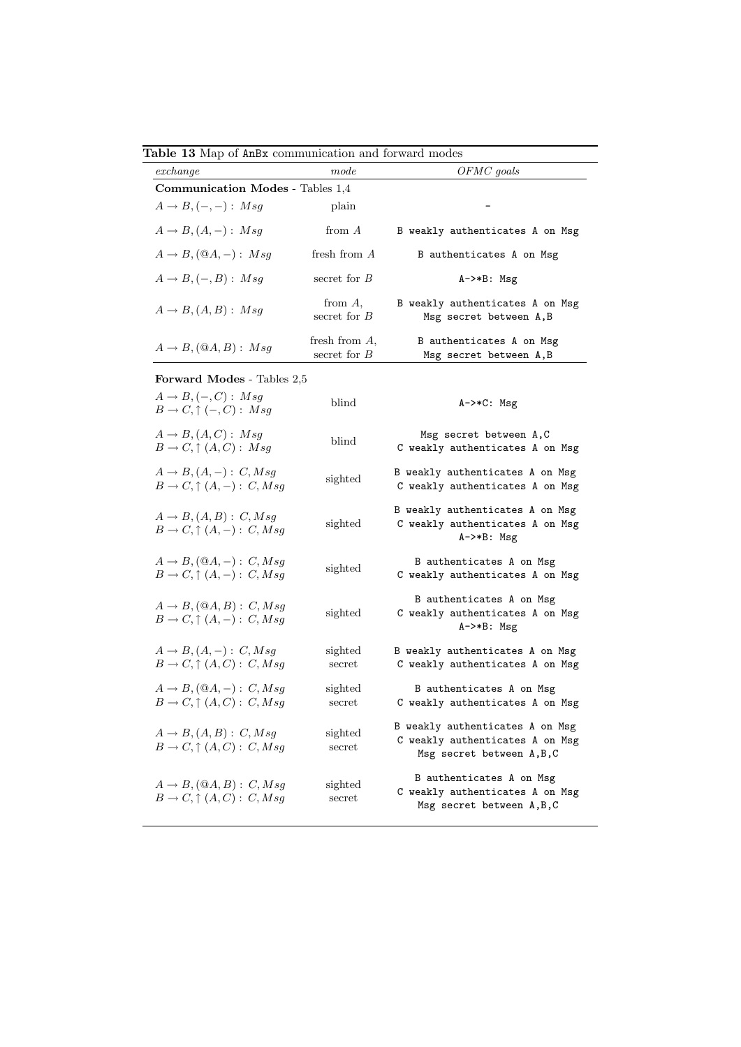**Table 13** Map of AnBx communication and forward modes

| *exchange* | *mode* | *OFMC goals* |
|---|---|---|
| **Communication Modes** - Tables 1,4 | | |
| $A \rightarrow B, (-,-) : Msg$ | plain | - |
| $A \rightarrow B, (A,-) : Msg$ | from $A$ | `B weakly authenticates A on Msg` |
| $A \rightarrow B, (@A,-) : Msg$ | fresh from $A$ | `B authenticates A on Msg` |
| $A \rightarrow B, (-,B) : Msg$ | secret for $B$ | `A->*B: Msg` |
| $A \rightarrow B, (A,B) : Msg$ | from $A$, secret for $B$ | `B weakly authenticates A on Msg` `Msg secret between A,B` |
| $A \rightarrow B, (@A,B) : Msg$ | fresh from $A$, secret for $B$ | `B authenticates A on Msg` `Msg secret between A,B` |
| **Forward Modes** - Tables 2,5 | | |
| $A \rightarrow B, (-,C) : Msg$ $B \rightarrow C, \uparrow (-,C) : Msg$ | blind | `A->*C: Msg` |
| $A \rightarrow B, (A,C) : Msg$ $B \rightarrow C, \uparrow (A,C) : Msg$ | blind | `Msg secret between A,C` `C weakly authenticates A on Msg` |
| $A \rightarrow B, (A,-) : C, Msg$ $B \rightarrow C, \uparrow (A,-) : C, Msg$ | sighted | `B weakly authenticates A on Msg` `C weakly authenticates A on Msg` |
| $A \rightarrow B, (A,B) : C, Msg$ $B \rightarrow C, \uparrow (A,-) : C, Msg$ | sighted | `B weakly authenticates A on Msg` `C weakly authenticates A on Msg` `A->*B: Msg` |
| $A \rightarrow B, (@A,-) : C, Msg$ $B \rightarrow C, \uparrow (A,-) : C, Msg$ | sighted | `B authenticates A on Msg` `C weakly authenticates A on Msg` |
| $A \rightarrow B, (@A,B) : C, Msg$ $B \rightarrow C, \uparrow (A,-) : C, Msg$ | sighted | `B authenticates A on Msg` `C weakly authenticates A on Msg` `A->*B: Msg` |
| $A \rightarrow B, (A,-) : C, Msg$ $B \rightarrow C, \uparrow (A,C) : C, Msg$ | sighted secret | `B weakly authenticates A on Msg` `C weakly authenticates A on Msg` |
| $A \rightarrow B, (@A,-) : C, Msg$ $B \rightarrow C, \uparrow (A,C) : C, Msg$ | sighted secret | `B authenticates A on Msg` `C weakly authenticates A on Msg` |
| $A \rightarrow B, (A,B) : C, Msg$ $B \rightarrow C, \uparrow (A,C) : C, Msg$ | sighted secret | `B weakly authenticates A on Msg` `C weakly authenticates A on Msg` `Msg secret between A,B,C` |
| $A \rightarrow B, (@A,B) : C, Msg$ $B \rightarrow C, \uparrow (A,C) : C, Msg$ | sighted secret | `B authenticates A on Msg` `C weakly authenticates A on Msg` `Msg secret between A,B,C` |